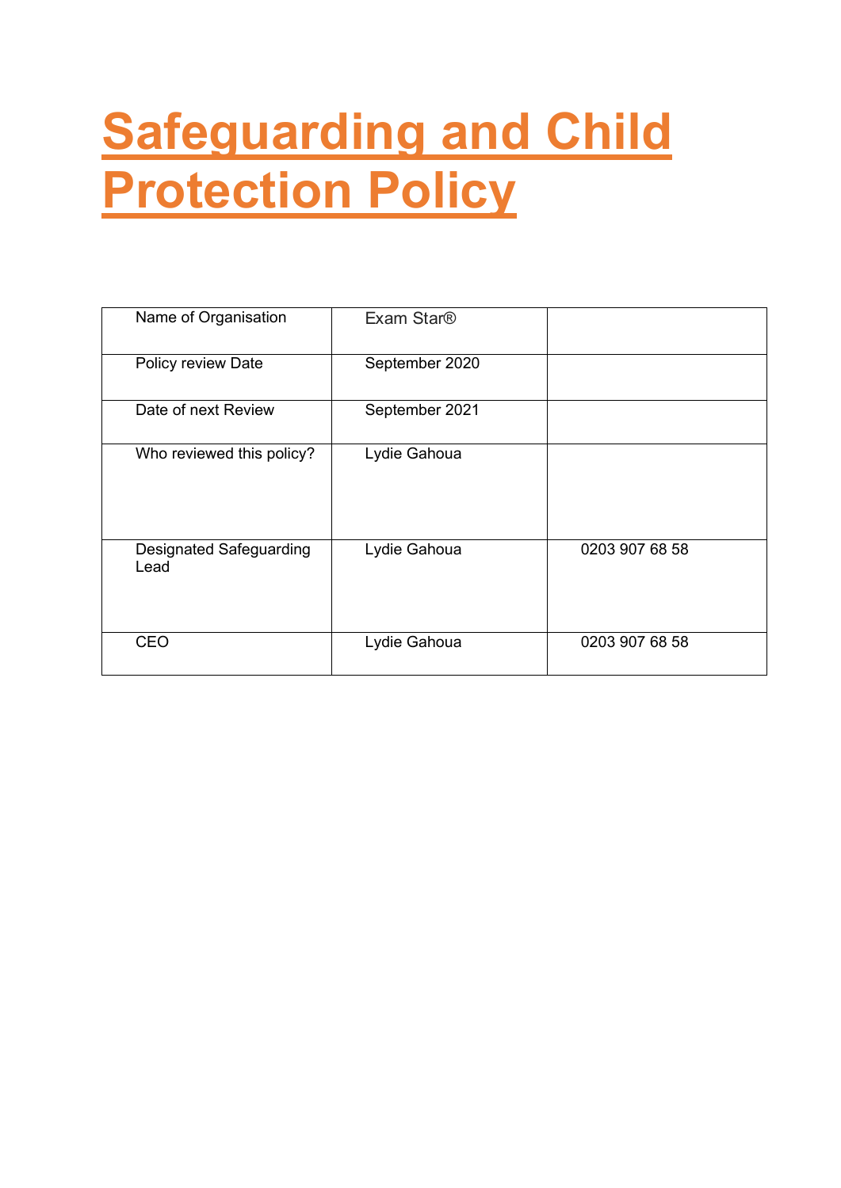# Safeguarding and Child Protection Policy

| | | |
|---|---|---|
| Name of Organisation | Exam Star® | |
| Policy review Date | September 2020 | |
| Date of next Review | September 2021 | |
| Who reviewed this policy? | Lydie Gahoua | |
| Designated Safeguarding Lead | Lydie Gahoua | 0203 907 68 58 |
| CEO | Lydie Gahoua | 0203 907 68 58 |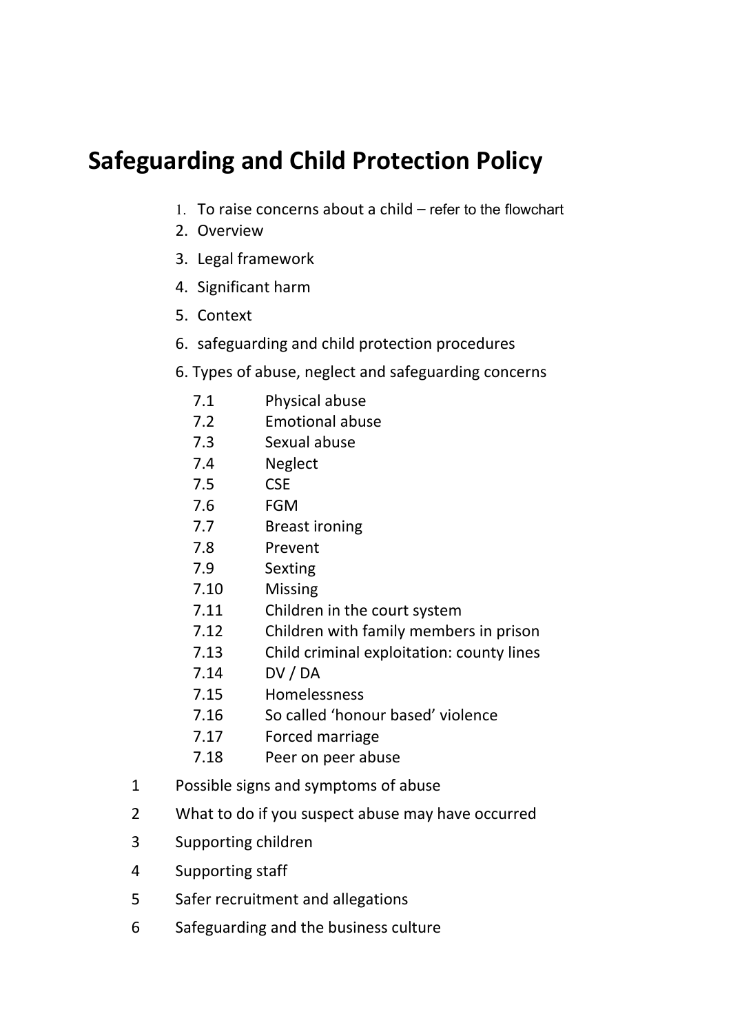# Safeguarding and Child Protection Policy

1. To raise concerns about a child – refer to the flowchart
2. Overview
3. Legal framework
4. Significant harm
5. Context
6. safeguarding and child protection procedures
6. Types of abuse, neglect and safeguarding concerns
   - 7.1 Physical abuse
   - 7.2 Emotional abuse
   - 7.3 Sexual abuse
   - 7.4 Neglect
   - 7.5 CSE
   - 7.6 FGM
   - 7.7 Breast ironing
   - 7.8 Prevent
   - 7.9 Sexting
   - 7.10 Missing
   - 7.11 Children in the court system
   - 7.12 Children with family members in prison
   - 7.13 Child criminal exploitation: county lines
   - 7.14 DV / DA
   - 7.15 Homelessness
   - 7.16 So called 'honour based' violence
   - 7.17 Forced marriage
   - 7.18 Peer on peer abuse

1 Possible signs and symptoms of abuse

2 What to do if you suspect abuse may have occurred

3 Supporting children

4 Supporting staff

5 Safer recruitment and allegations

6 Safeguarding and the business culture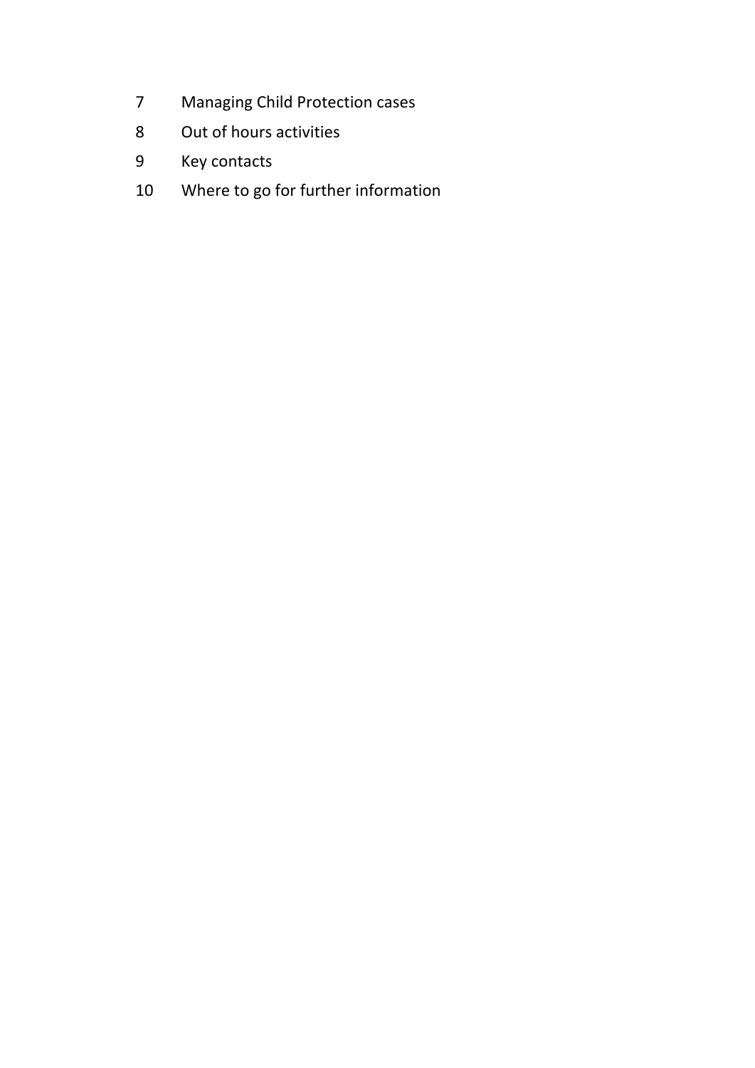7 Managing Child Protection cases

8 Out of hours activities

9 Key contacts

10 Where to go for further information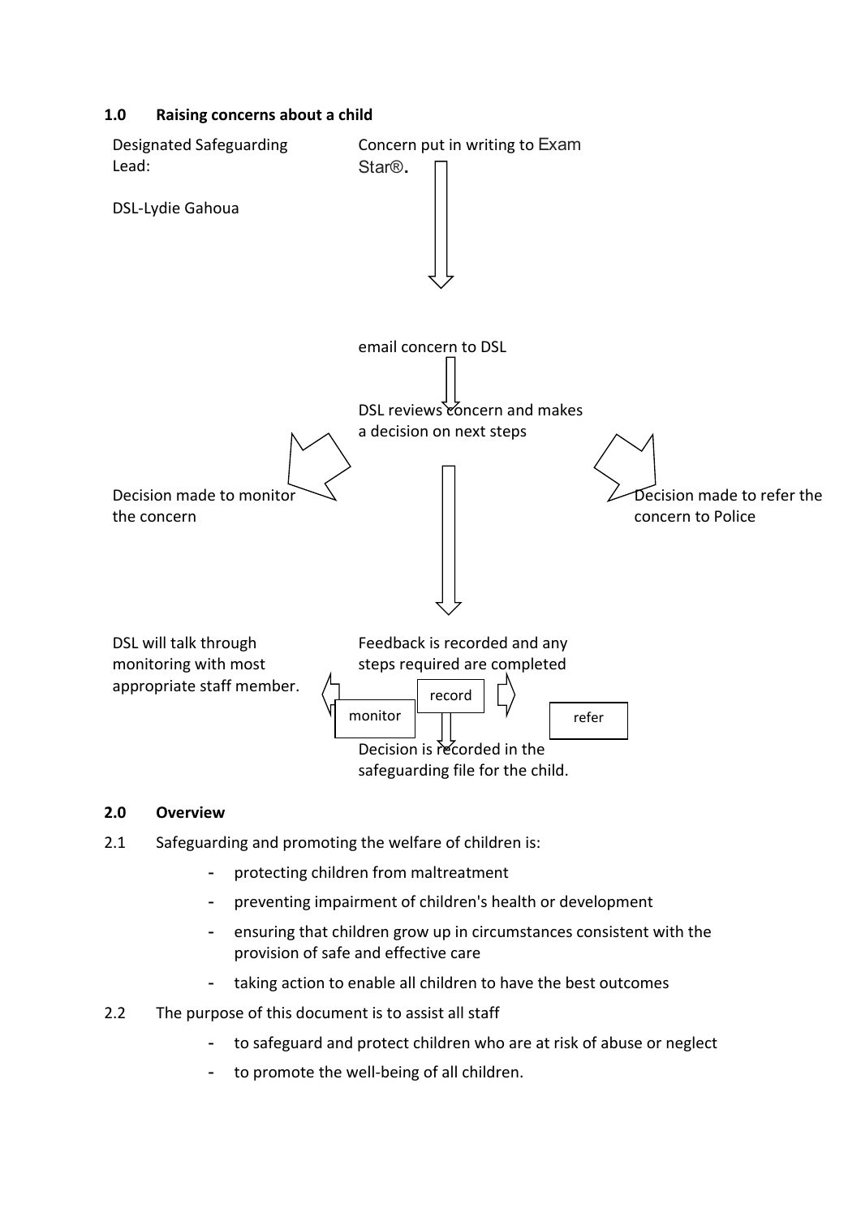## 1.0 Raising concerns about a child

Designated Safeguarding Lead:

DSL-Lydie Gahoua

Concern put in writing to Exam Star®.

email concern to DSL

DSL reviews concern and makes a decision on next steps

Decision made to monitor the concern

Decision made to refer the concern to Police

DSL will talk through monitoring with most appropriate staff member.

Feedback is recorded and any steps required are completed

monitor

record

refer

Decision is recorded in the safeguarding file for the child.

## 2.0 Overview

2.1 Safeguarding and promoting the welfare of children is:

- protecting children from maltreatment
- preventing impairment of children's health or development
- ensuring that children grow up in circumstances consistent with the provision of safe and effective care
- taking action to enable all children to have the best outcomes

2.2 The purpose of this document is to assist all staff

- to safeguard and protect children who are at risk of abuse or neglect
- to promote the well-being of all children.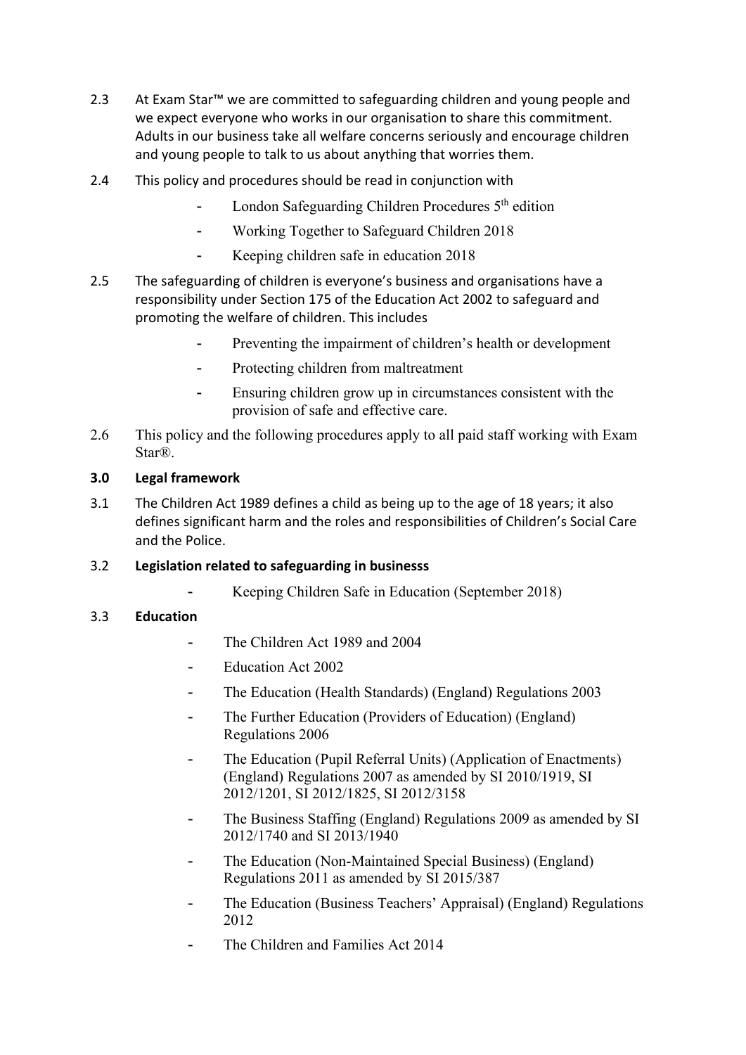2.3 At Exam Star™ we are committed to safeguarding children and young people and we expect everyone who works in our organisation to share this commitment. Adults in our business take all welfare concerns seriously and encourage children and young people to talk to us about anything that worries them.

2.4 This policy and procedures should be read in conjunction with

- London Safeguarding Children Procedures 5th edition
- Working Together to Safeguard Children 2018
- Keeping children safe in education 2018

2.5 The safeguarding of children is everyone's business and organisations have a responsibility under Section 175 of the Education Act 2002 to safeguard and promoting the welfare of children. This includes

- Preventing the impairment of children's health or development
- Protecting children from maltreatment
- Ensuring children grow up in circumstances consistent with the provision of safe and effective care.

2.6 This policy and the following procedures apply to all paid staff working with Exam Star®.

## 3.0 Legal framework

3.1 The Children Act 1989 defines a child as being up to the age of 18 years; it also defines significant harm and the roles and responsibilities of Children's Social Care and the Police.

### 3.2 Legislation related to safeguarding in businesss

- Keeping Children Safe in Education (September 2018)

### 3.3 Education

- The Children Act 1989 and 2004
- Education Act 2002
- The Education (Health Standards) (England) Regulations 2003
- The Further Education (Providers of Education) (England) Regulations 2006
- The Education (Pupil Referral Units) (Application of Enactments) (England) Regulations 2007 as amended by SI 2010/1919, SI 2012/1201, SI 2012/1825, SI 2012/3158
- The Business Staffing (England) Regulations 2009 as amended by SI 2012/1740 and SI 2013/1940
- The Education (Non-Maintained Special Business) (England) Regulations 2011 as amended by SI 2015/387
- The Education (Business Teachers' Appraisal) (England) Regulations 2012
- The Children and Families Act 2014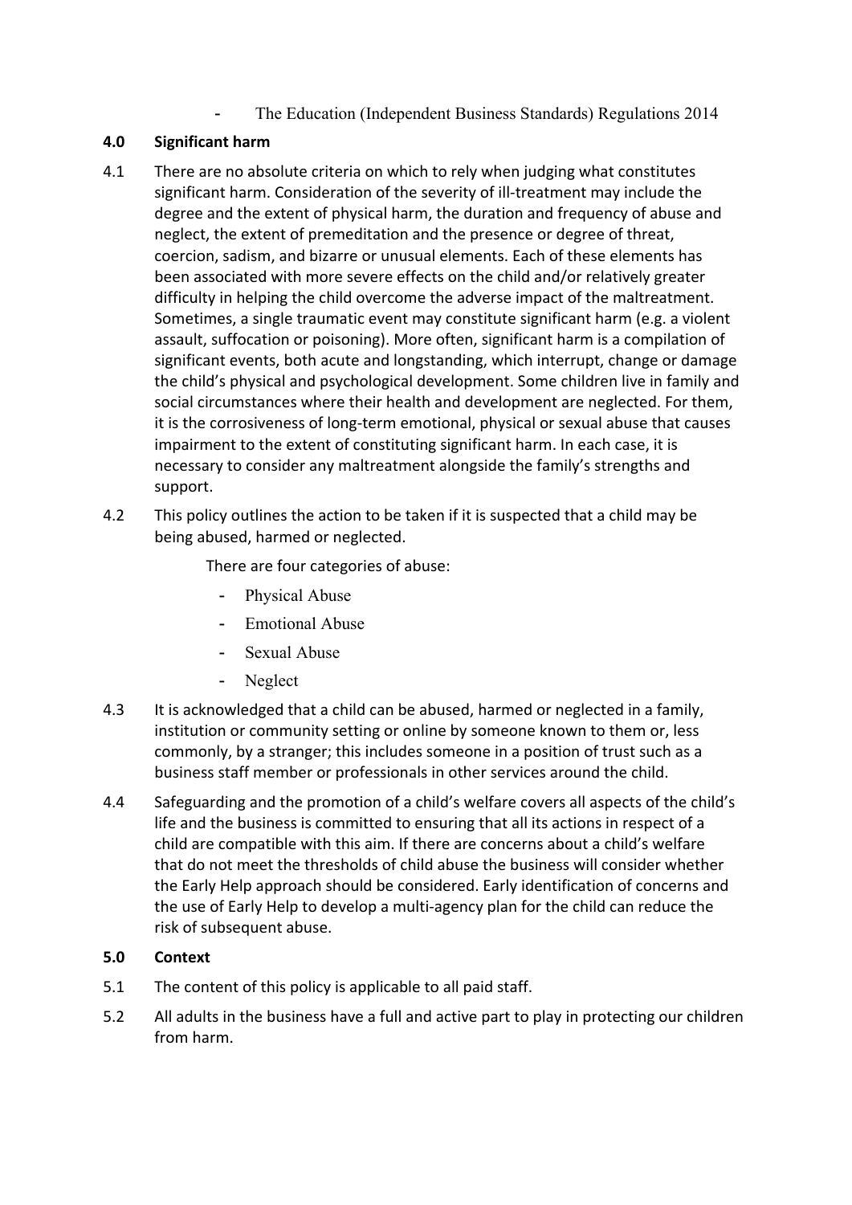- The Education (Independent Business Standards) Regulations 2014

## 4.0 Significant harm

4.1 There are no absolute criteria on which to rely when judging what constitutes significant harm. Consideration of the severity of ill-treatment may include the degree and the extent of physical harm, the duration and frequency of abuse and neglect, the extent of premeditation and the presence or degree of threat, coercion, sadism, and bizarre or unusual elements. Each of these elements has been associated with more severe effects on the child and/or relatively greater difficulty in helping the child overcome the adverse impact of the maltreatment. Sometimes, a single traumatic event may constitute significant harm (e.g. a violent assault, suffocation or poisoning). More often, significant harm is a compilation of significant events, both acute and longstanding, which interrupt, change or damage the child's physical and psychological development. Some children live in family and social circumstances where their health and development are neglected. For them, it is the corrosiveness of long-term emotional, physical or sexual abuse that causes impairment to the extent of constituting significant harm. In each case, it is necessary to consider any maltreatment alongside the family's strengths and support.

4.2 This policy outlines the action to be taken if it is suspected that a child may be being abused, harmed or neglected.

There are four categories of abuse:

- Physical Abuse
- Emotional Abuse
- Sexual Abuse
- Neglect

4.3 It is acknowledged that a child can be abused, harmed or neglected in a family, institution or community setting or online by someone known to them or, less commonly, by a stranger; this includes someone in a position of trust such as a business staff member or professionals in other services around the child.

4.4 Safeguarding and the promotion of a child's welfare covers all aspects of the child's life and the business is committed to ensuring that all its actions in respect of a child are compatible with this aim. If there are concerns about a child's welfare that do not meet the thresholds of child abuse the business will consider whether the Early Help approach should be considered. Early identification of concerns and the use of Early Help to develop a multi-agency plan for the child can reduce the risk of subsequent abuse.

## 5.0 Context

5.1 The content of this policy is applicable to all paid staff.

5.2 All adults in the business have a full and active part to play in protecting our children from harm.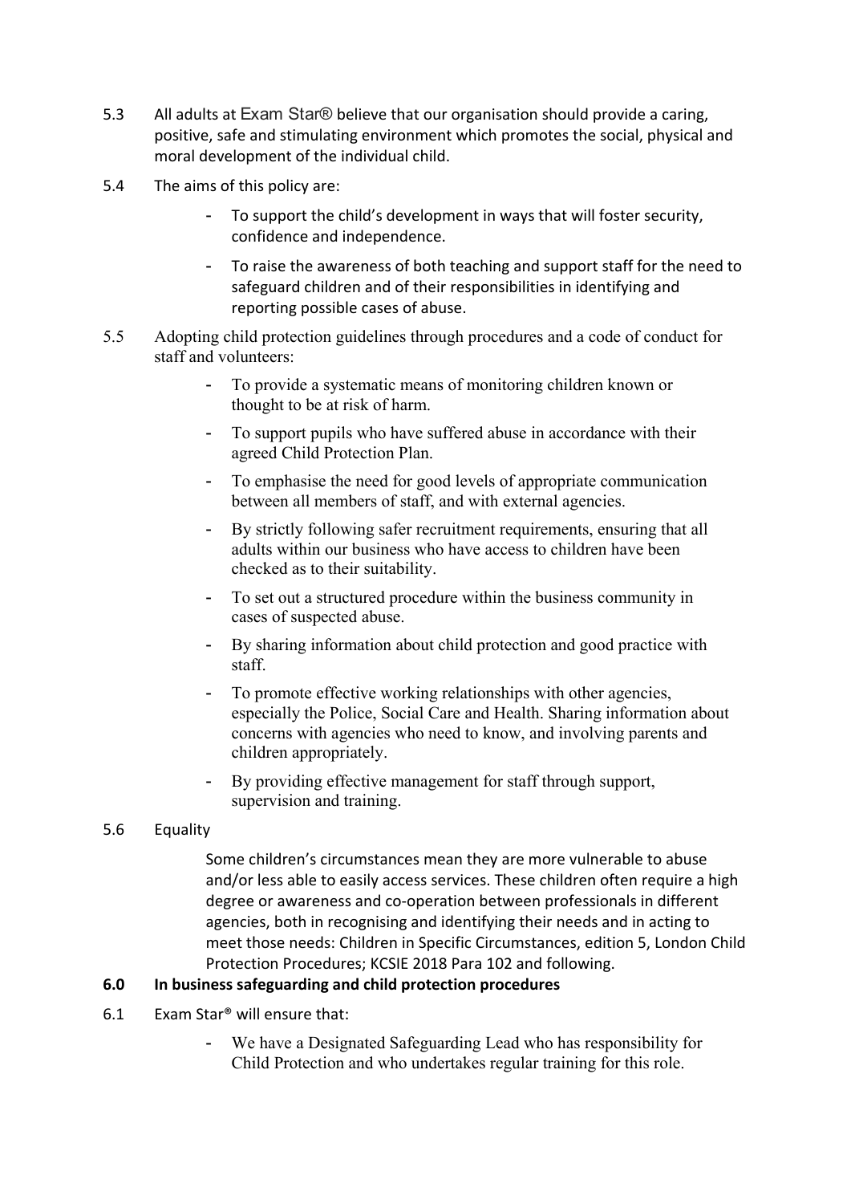5.3 All adults at Exam Star® believe that our organisation should provide a caring, positive, safe and stimulating environment which promotes the social, physical and moral development of the individual child.

5.4 The aims of this policy are:

- To support the child's development in ways that will foster security, confidence and independence.
- To raise the awareness of both teaching and support staff for the need to safeguard children and of their responsibilities in identifying and reporting possible cases of abuse.

5.5 Adopting child protection guidelines through procedures and a code of conduct for staff and volunteers:

- To provide a systematic means of monitoring children known or thought to be at risk of harm.
- To support pupils who have suffered abuse in accordance with their agreed Child Protection Plan.
- To emphasise the need for good levels of appropriate communication between all members of staff, and with external agencies.
- By strictly following safer recruitment requirements, ensuring that all adults within our business who have access to children have been checked as to their suitability.
- To set out a structured procedure within the business community in cases of suspected abuse.
- By sharing information about child protection and good practice with staff.
- To promote effective working relationships with other agencies, especially the Police, Social Care and Health. Sharing information about concerns with agencies who need to know, and involving parents and children appropriately.
- By providing effective management for staff through support, supervision and training.

5.6 Equality

Some children's circumstances mean they are more vulnerable to abuse and/or less able to easily access services. These children often require a high degree or awareness and co-operation between professionals in different agencies, both in recognising and identifying their needs and in acting to meet those needs: Children in Specific Circumstances, edition 5, London Child Protection Procedures; KCSIE 2018 Para 102 and following.

**6.0 In business safeguarding and child protection procedures**

6.1 Exam Star® will ensure that:

- We have a Designated Safeguarding Lead who has responsibility for Child Protection and who undertakes regular training for this role.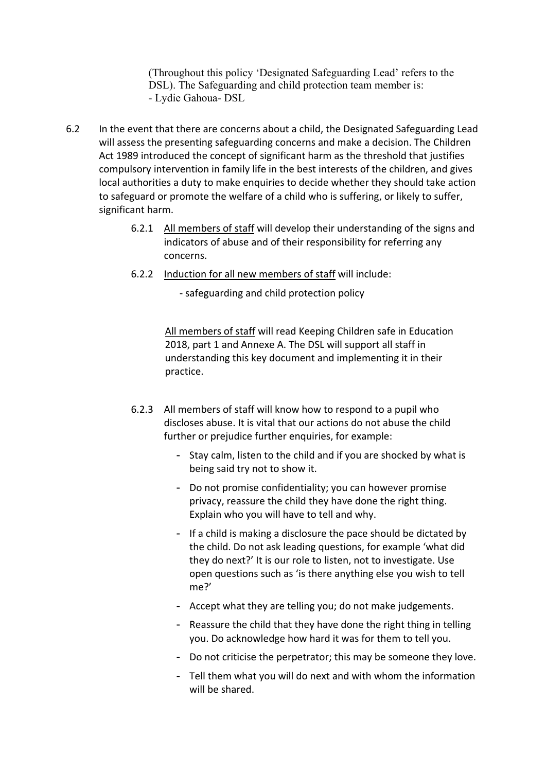(Throughout this policy 'Designated Safeguarding Lead' refers to the DSL). The Safeguarding and child protection team member is:
- Lydie Gahoua- DSL

6.2 In the event that there are concerns about a child, the Designated Safeguarding Lead will assess the presenting safeguarding concerns and make a decision. The Children Act 1989 introduced the concept of significant harm as the threshold that justifies compulsory intervention in family life in the best interests of the children, and gives local authorities a duty to make enquiries to decide whether they should take action to safeguard or promote the welfare of a child who is suffering, or likely to suffer, significant harm.

6.2.1 <u>All members of staff</u> will develop their understanding of the signs and indicators of abuse and of their responsibility for referring any concerns.

6.2.2 <u>Induction for all new members of staff</u> will include:

- safeguarding and child protection policy

<u>All members of staff</u> will read Keeping Children safe in Education 2018, part 1 and Annexe A. The DSL will support all staff in understanding this key document and implementing it in their practice.

6.2.3 All members of staff will know how to respond to a pupil who discloses abuse. It is vital that our actions do not abuse the child further or prejudice further enquiries, for example:

- Stay calm, listen to the child and if you are shocked by what is being said try not to show it.
- Do not promise confidentiality; you can however promise privacy, reassure the child they have done the right thing. Explain who you will have to tell and why.
- If a child is making a disclosure the pace should be dictated by the child. Do not ask leading questions, for example 'what did they do next?' It is our role to listen, not to investigate. Use open questions such as 'is there anything else you wish to tell me?'
- Accept what they are telling you; do not make judgements.
- Reassure the child that they have done the right thing in telling you. Do acknowledge how hard it was for them to tell you.
- Do not criticise the perpetrator; this may be someone they love.
- Tell them what you will do next and with whom the information will be shared.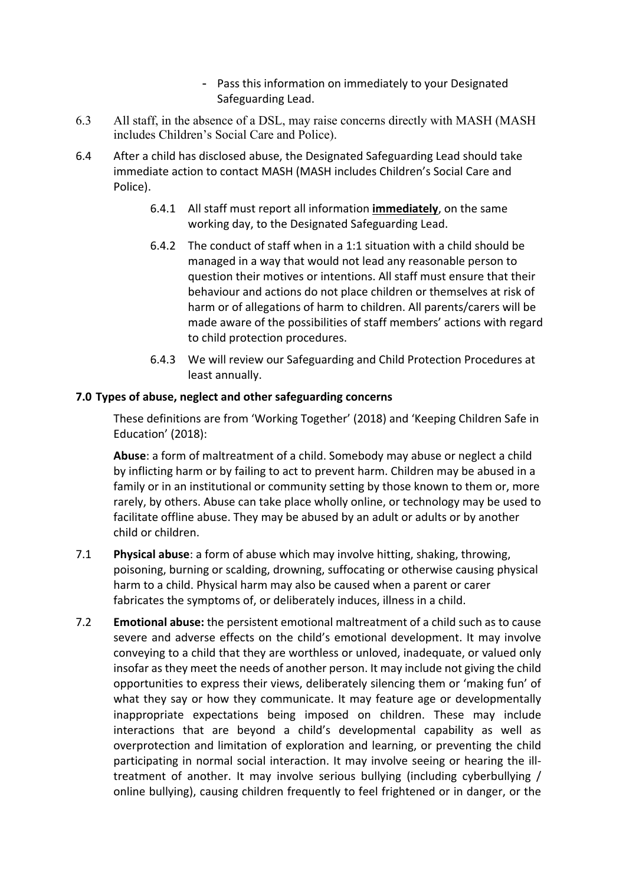- Pass this information on immediately to your Designated Safeguarding Lead.

6.3 All staff, in the absence of a DSL, may raise concerns directly with MASH (MASH includes Children's Social Care and Police).

6.4 After a child has disclosed abuse, the Designated Safeguarding Lead should take immediate action to contact MASH (MASH includes Children's Social Care and Police).

6.4.1 All staff must report all information **immediately**, on the same working day, to the Designated Safeguarding Lead.

6.4.2 The conduct of staff when in a 1:1 situation with a child should be managed in a way that would not lead any reasonable person to question their motives or intentions. All staff must ensure that their behaviour and actions do not place children or themselves at risk of harm or of allegations of harm to children. All parents/carers will be made aware of the possibilities of staff members' actions with regard to child protection procedures.

6.4.3 We will review our Safeguarding and Child Protection Procedures at least annually.

## 7.0 Types of abuse, neglect and other safeguarding concerns

These definitions are from 'Working Together' (2018) and 'Keeping Children Safe in Education' (2018):

**Abuse**: a form of maltreatment of a child. Somebody may abuse or neglect a child by inflicting harm or by failing to act to prevent harm. Children may be abused in a family or in an institutional or community setting by those known to them or, more rarely, by others. Abuse can take place wholly online, or technology may be used to facilitate offline abuse. They may be abused by an adult or adults or by another child or children.

7.1 **Physical abuse**: a form of abuse which may involve hitting, shaking, throwing, poisoning, burning or scalding, drowning, suffocating or otherwise causing physical harm to a child. Physical harm may also be caused when a parent or carer fabricates the symptoms of, or deliberately induces, illness in a child.

7.2 **Emotional abuse:** the persistent emotional maltreatment of a child such as to cause severe and adverse effects on the child's emotional development. It may involve conveying to a child that they are worthless or unloved, inadequate, or valued only insofar as they meet the needs of another person. It may include not giving the child opportunities to express their views, deliberately silencing them or 'making fun' of what they say or how they communicate. It may feature age or developmentally inappropriate expectations being imposed on children. These may include interactions that are beyond a child's developmental capability as well as overprotection and limitation of exploration and learning, or preventing the child participating in normal social interaction. It may involve seeing or hearing the ill-treatment of another. It may involve serious bullying (including cyberbullying / online bullying), causing children frequently to feel frightened or in danger, or the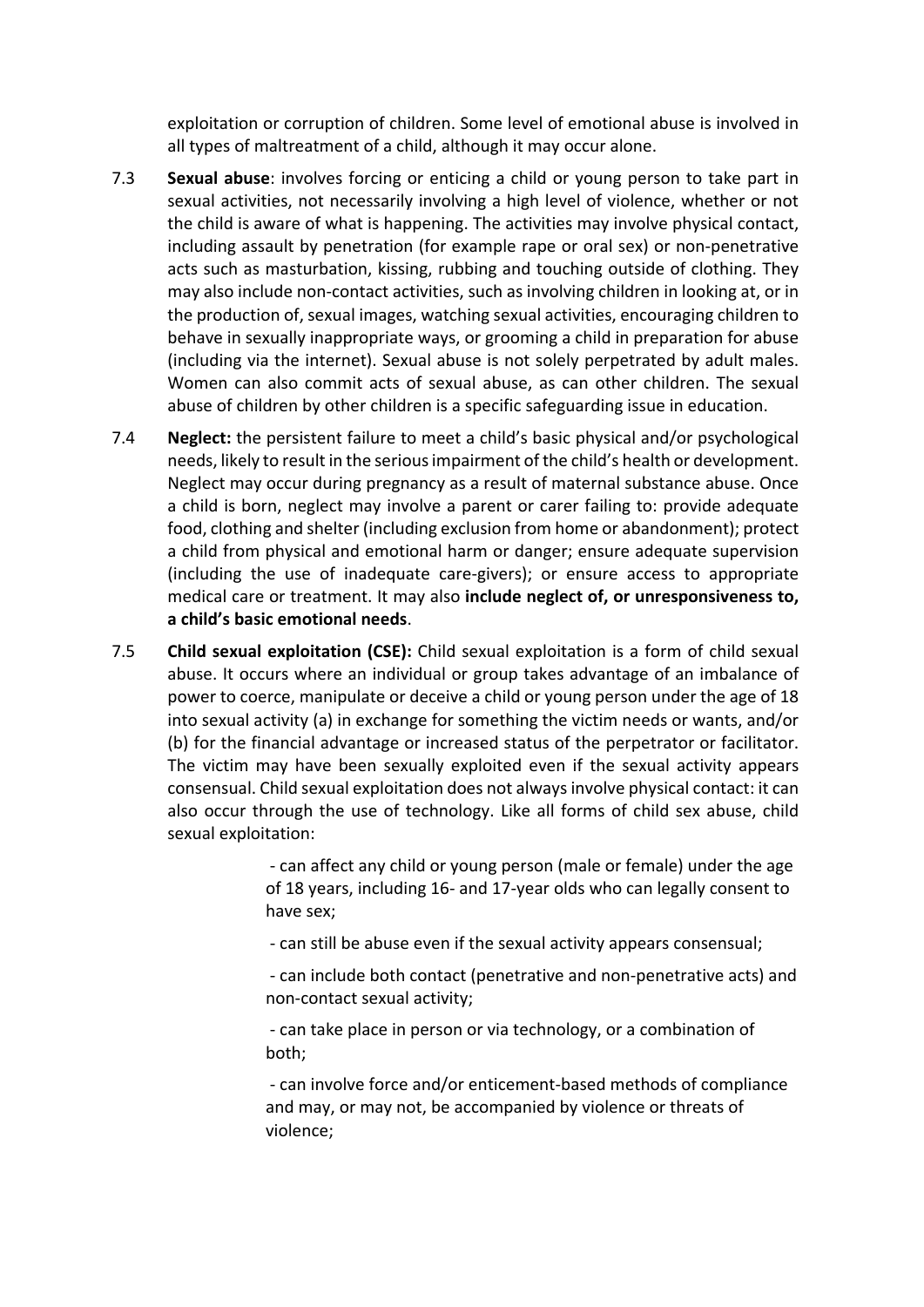exploitation or corruption of children. Some level of emotional abuse is involved in all types of maltreatment of a child, although it may occur alone.

7.3 **Sexual abuse**: involves forcing or enticing a child or young person to take part in sexual activities, not necessarily involving a high level of violence, whether or not the child is aware of what is happening. The activities may involve physical contact, including assault by penetration (for example rape or oral sex) or non-penetrative acts such as masturbation, kissing, rubbing and touching outside of clothing. They may also include non-contact activities, such as involving children in looking at, or in the production of, sexual images, watching sexual activities, encouraging children to behave in sexually inappropriate ways, or grooming a child in preparation for abuse (including via the internet). Sexual abuse is not solely perpetrated by adult males. Women can also commit acts of sexual abuse, as can other children. The sexual abuse of children by other children is a specific safeguarding issue in education.

7.4 **Neglect:** the persistent failure to meet a child's basic physical and/or psychological needs, likely to result in the serious impairment of the child's health or development. Neglect may occur during pregnancy as a result of maternal substance abuse. Once a child is born, neglect may involve a parent or carer failing to: provide adequate food, clothing and shelter (including exclusion from home or abandonment); protect a child from physical and emotional harm or danger; ensure adequate supervision (including the use of inadequate care-givers); or ensure access to appropriate medical care or treatment. It may also **include neglect of, or unresponsiveness to, a child's basic emotional needs**.

7.5 **Child sexual exploitation (CSE):** Child sexual exploitation is a form of child sexual abuse. It occurs where an individual or group takes advantage of an imbalance of power to coerce, manipulate or deceive a child or young person under the age of 18 into sexual activity (a) in exchange for something the victim needs or wants, and/or (b) for the financial advantage or increased status of the perpetrator or facilitator. The victim may have been sexually exploited even if the sexual activity appears consensual. Child sexual exploitation does not always involve physical contact: it can also occur through the use of technology. Like all forms of child sex abuse, child sexual exploitation:

- can affect any child or young person (male or female) under the age of 18 years, including 16- and 17-year olds who can legally consent to have sex;
- can still be abuse even if the sexual activity appears consensual;
- can include both contact (penetrative and non-penetrative acts) and non-contact sexual activity;
- can take place in person or via technology, or a combination of both;
- can involve force and/or enticement-based methods of compliance and may, or may not, be accompanied by violence or threats of violence;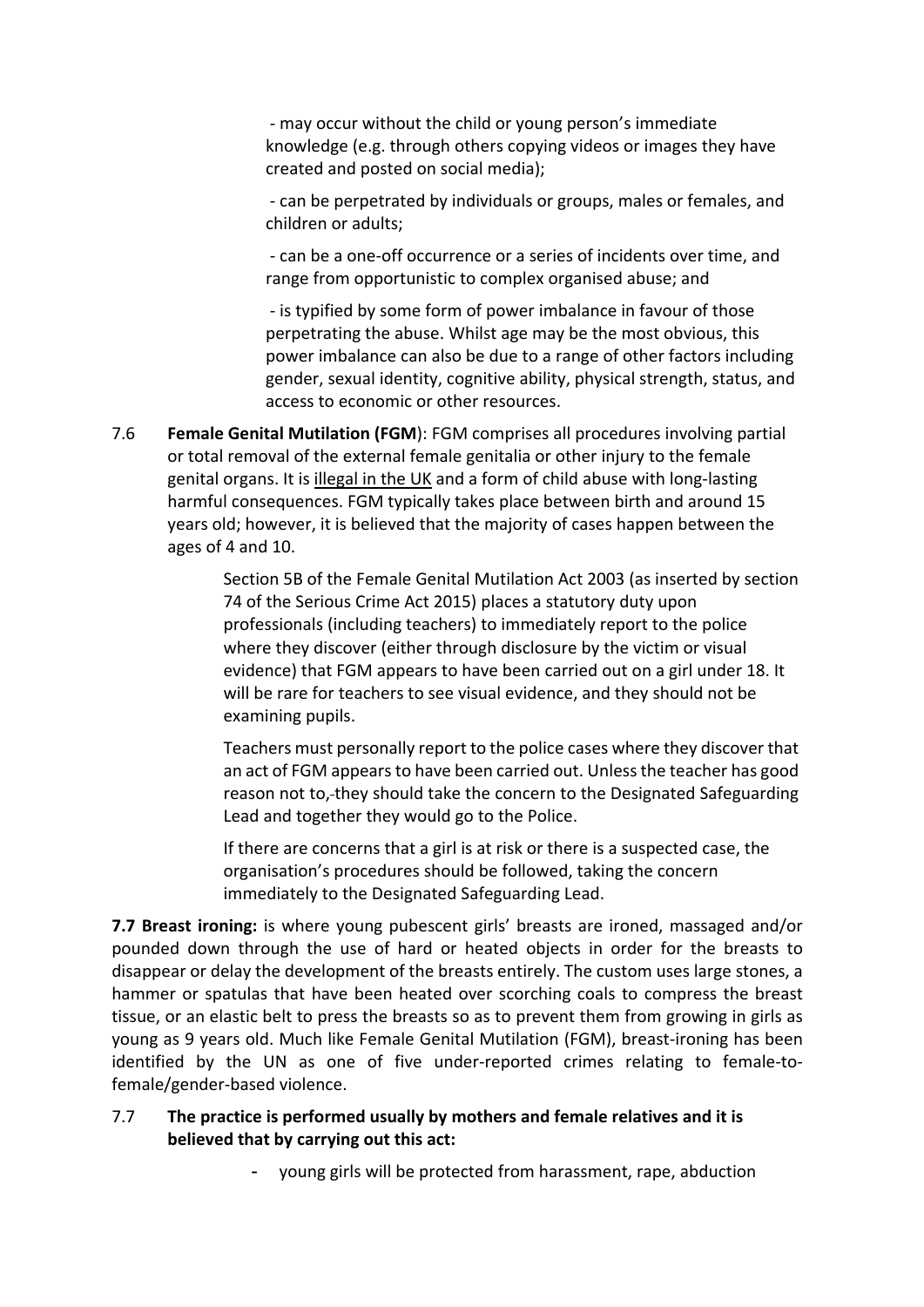- may occur without the child or young person's immediate knowledge (e.g. through others copying videos or images they have created and posted on social media);

- can be perpetrated by individuals or groups, males or females, and children or adults;

- can be a one-off occurrence or a series of incidents over time, and range from opportunistic to complex organised abuse; and

- is typified by some form of power imbalance in favour of those perpetrating the abuse. Whilst age may be the most obvious, this power imbalance can also be due to a range of other factors including gender, sexual identity, cognitive ability, physical strength, status, and access to economic or other resources.

7.6 **Female Genital Mutilation (FGM)**: FGM comprises all procedures involving partial or total removal of the external female genitalia or other injury to the female genital organs. It is illegal in the UK and a form of child abuse with long-lasting harmful consequences. FGM typically takes place between birth and around 15 years old; however, it is believed that the majority of cases happen between the ages of 4 and 10.

Section 5B of the Female Genital Mutilation Act 2003 (as inserted by section 74 of the Serious Crime Act 2015) places a statutory duty upon professionals (including teachers) to immediately report to the police where they discover (either through disclosure by the victim or visual evidence) that FGM appears to have been carried out on a girl under 18. It will be rare for teachers to see visual evidence, and they should not be examining pupils.

Teachers must personally report to the police cases where they discover that an act of FGM appears to have been carried out. Unless the teacher has good reason not to, they should take the concern to the Designated Safeguarding Lead and together they would go to the Police.

If there are concerns that a girl is at risk or there is a suspected case, the organisation's procedures should be followed, taking the concern immediately to the Designated Safeguarding Lead.

**7.7 Breast ironing:** is where young pubescent girls' breasts are ironed, massaged and/or pounded down through the use of hard or heated objects in order for the breasts to disappear or delay the development of the breasts entirely. The custom uses large stones, a hammer or spatulas that have been heated over scorching coals to compress the breast tissue, or an elastic belt to press the breasts so as to prevent them from growing in girls as young as 9 years old. Much like Female Genital Mutilation (FGM), breast-ironing has been identified by the UN as one of five under-reported crimes relating to female-to-female/gender-based violence.

7.7 **The practice is performed usually by mothers and female relatives and it is believed that by carrying out this act:**

- young girls will be protected from harassment, rape, abduction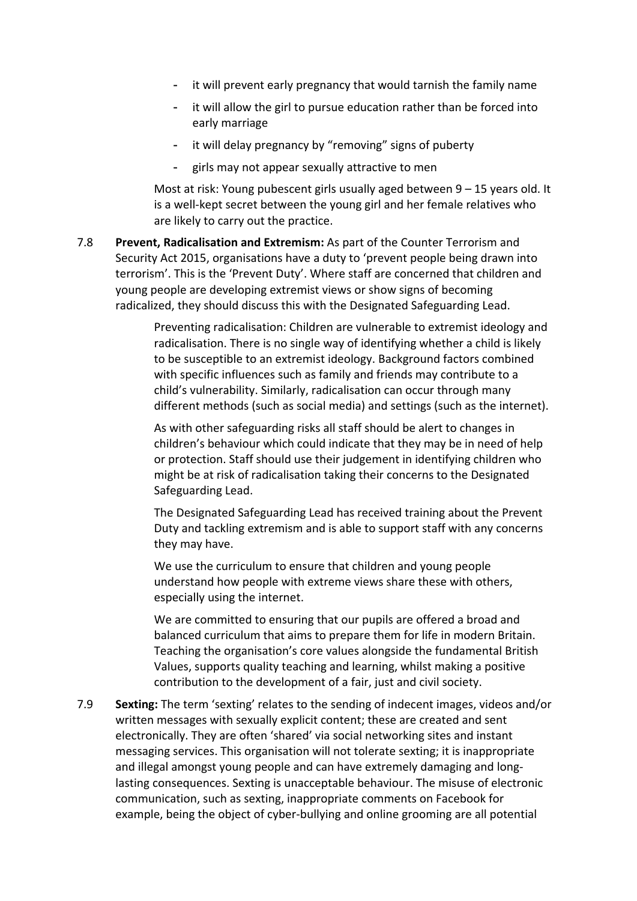- it will prevent early pregnancy that would tarnish the family name
- it will allow the girl to pursue education rather than be forced into early marriage
- it will delay pregnancy by "removing" signs of puberty
- girls may not appear sexually attractive to men

Most at risk: Young pubescent girls usually aged between 9 – 15 years old. It is a well-kept secret between the young girl and her female relatives who are likely to carry out the practice.

7.8 **Prevent, Radicalisation and Extremism:** As part of the Counter Terrorism and Security Act 2015, organisations have a duty to 'prevent people being drawn into terrorism'. This is the 'Prevent Duty'. Where staff are concerned that children and young people are developing extremist views or show signs of becoming radicalized, they should discuss this with the Designated Safeguarding Lead.

Preventing radicalisation: Children are vulnerable to extremist ideology and radicalisation. There is no single way of identifying whether a child is likely to be susceptible to an extremist ideology. Background factors combined with specific influences such as family and friends may contribute to a child's vulnerability. Similarly, radicalisation can occur through many different methods (such as social media) and settings (such as the internet).

As with other safeguarding risks all staff should be alert to changes in children's behaviour which could indicate that they may be in need of help or protection. Staff should use their judgement in identifying children who might be at risk of radicalisation taking their concerns to the Designated Safeguarding Lead.

The Designated Safeguarding Lead has received training about the Prevent Duty and tackling extremism and is able to support staff with any concerns they may have.

We use the curriculum to ensure that children and young people understand how people with extreme views share these with others, especially using the internet.

We are committed to ensuring that our pupils are offered a broad and balanced curriculum that aims to prepare them for life in modern Britain. Teaching the organisation's core values alongside the fundamental British Values, supports quality teaching and learning, whilst making a positive contribution to the development of a fair, just and civil society.

7.9 **Sexting:** The term 'sexting' relates to the sending of indecent images, videos and/or written messages with sexually explicit content; these are created and sent electronically. They are often 'shared' via social networking sites and instant messaging services. This organisation will not tolerate sexting; it is inappropriate and illegal amongst young people and can have extremely damaging and long-lasting consequences. Sexting is unacceptable behaviour. The misuse of electronic communication, such as sexting, inappropriate comments on Facebook for example, being the object of cyber-bullying and online grooming are all potential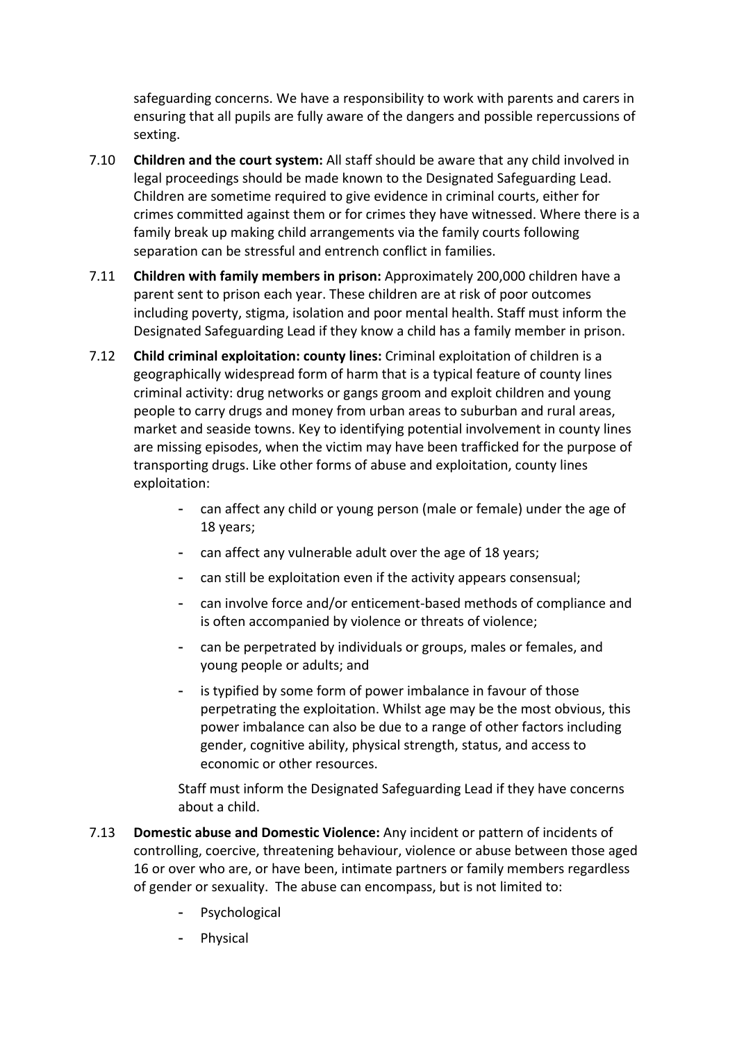safeguarding concerns. We have a responsibility to work with parents and carers in ensuring that all pupils are fully aware of the dangers and possible repercussions of sexting.

7.10 **Children and the court system:** All staff should be aware that any child involved in legal proceedings should be made known to the Designated Safeguarding Lead. Children are sometime required to give evidence in criminal courts, either for crimes committed against them or for crimes they have witnessed. Where there is a family break up making child arrangements via the family courts following separation can be stressful and entrench conflict in families.

7.11 **Children with family members in prison:** Approximately 200,000 children have a parent sent to prison each year. These children are at risk of poor outcomes including poverty, stigma, isolation and poor mental health. Staff must inform the Designated Safeguarding Lead if they know a child has a family member in prison.

7.12 **Child criminal exploitation: county lines:** Criminal exploitation of children is a geographically widespread form of harm that is a typical feature of county lines criminal activity: drug networks or gangs groom and exploit children and young people to carry drugs and money from urban areas to suburban and rural areas, market and seaside towns. Key to identifying potential involvement in county lines are missing episodes, when the victim may have been trafficked for the purpose of transporting drugs. Like other forms of abuse and exploitation, county lines exploitation:

- can affect any child or young person (male or female) under the age of 18 years;
- can affect any vulnerable adult over the age of 18 years;
- can still be exploitation even if the activity appears consensual;
- can involve force and/or enticement-based methods of compliance and is often accompanied by violence or threats of violence;
- can be perpetrated by individuals or groups, males or females, and young people or adults; and
- is typified by some form of power imbalance in favour of those perpetrating the exploitation. Whilst age may be the most obvious, this power imbalance can also be due to a range of other factors including gender, cognitive ability, physical strength, status, and access to economic or other resources.

Staff must inform the Designated Safeguarding Lead if they have concerns about a child.

7.13 **Domestic abuse and Domestic Violence:** Any incident or pattern of incidents of controlling, coercive, threatening behaviour, violence or abuse between those aged 16 or over who are, or have been, intimate partners or family members regardless of gender or sexuality. The abuse can encompass, but is not limited to:

- Psychological
- Physical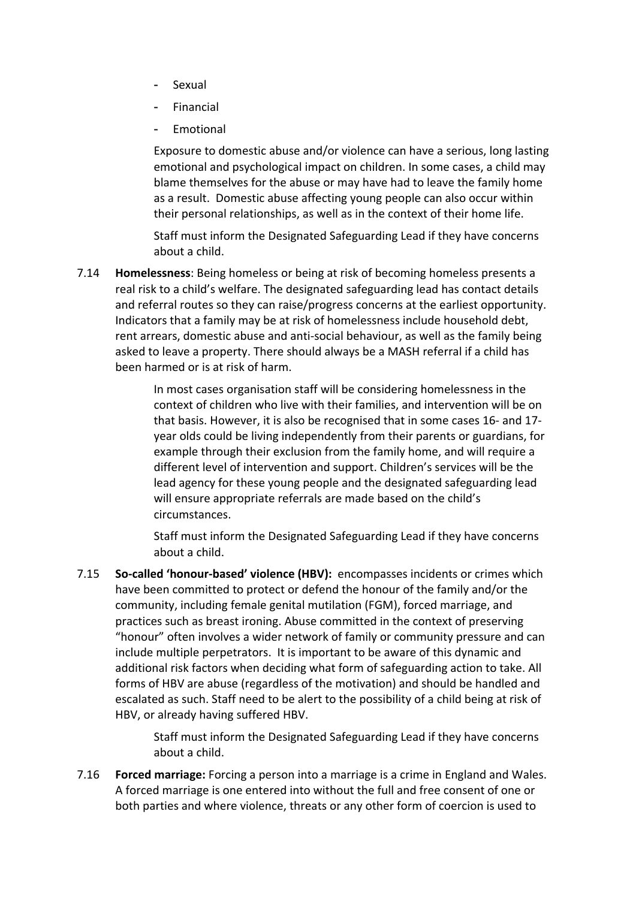- Sexual
- Financial
- Emotional

Exposure to domestic abuse and/or violence can have a serious, long lasting emotional and psychological impact on children. In some cases, a child may blame themselves for the abuse or may have had to leave the family home as a result. Domestic abuse affecting young people can also occur within their personal relationships, as well as in the context of their home life.

Staff must inform the Designated Safeguarding Lead if they have concerns about a child.

7.14 **Homelessness**: Being homeless or being at risk of becoming homeless presents a real risk to a child's welfare. The designated safeguarding lead has contact details and referral routes so they can raise/progress concerns at the earliest opportunity. Indicators that a family may be at risk of homelessness include household debt, rent arrears, domestic abuse and anti-social behaviour, as well as the family being asked to leave a property. There should always be a MASH referral if a child has been harmed or is at risk of harm.

In most cases organisation staff will be considering homelessness in the context of children who live with their families, and intervention will be on that basis. However, it is also be recognised that in some cases 16- and 17-year olds could be living independently from their parents or guardians, for example through their exclusion from the family home, and will require a different level of intervention and support. Children's services will be the lead agency for these young people and the designated safeguarding lead will ensure appropriate referrals are made based on the child's circumstances.

Staff must inform the Designated Safeguarding Lead if they have concerns about a child.

7.15 **So-called 'honour-based' violence (HBV):** encompasses incidents or crimes which have been committed to protect or defend the honour of the family and/or the community, including female genital mutilation (FGM), forced marriage, and practices such as breast ironing. Abuse committed in the context of preserving "honour" often involves a wider network of family or community pressure and can include multiple perpetrators. It is important to be aware of this dynamic and additional risk factors when deciding what form of safeguarding action to take. All forms of HBV are abuse (regardless of the motivation) and should be handled and escalated as such. Staff need to be alert to the possibility of a child being at risk of HBV, or already having suffered HBV.

Staff must inform the Designated Safeguarding Lead if they have concerns about a child.

7.16 **Forced marriage:** Forcing a person into a marriage is a crime in England and Wales. A forced marriage is one entered into without the full and free consent of one or both parties and where violence, threats or any other form of coercion is used to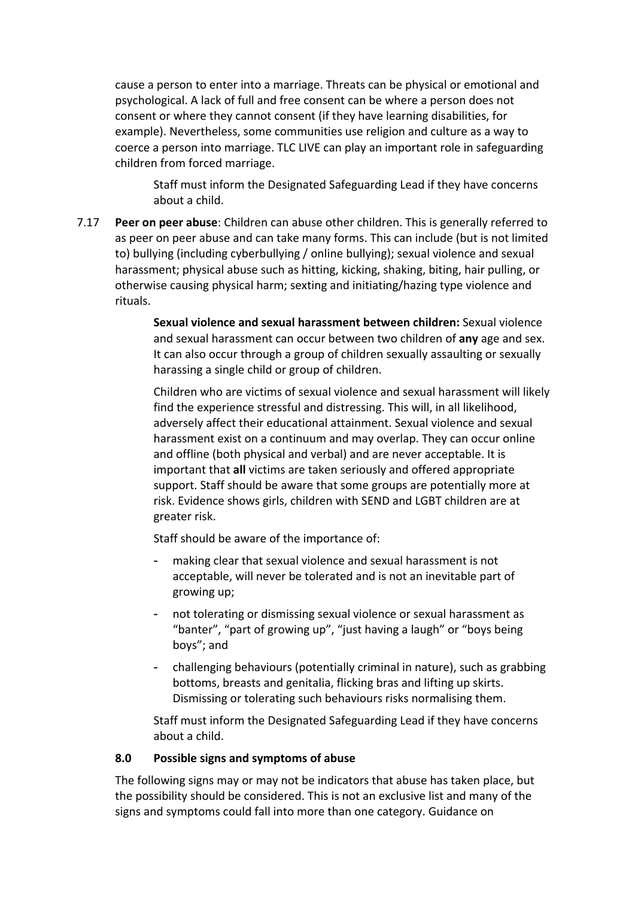cause a person to enter into a marriage. Threats can be physical or emotional and psychological. A lack of full and free consent can be where a person does not consent or where they cannot consent (if they have learning disabilities, for example). Nevertheless, some communities use religion and culture as a way to coerce a person into marriage. TLC LIVE can play an important role in safeguarding children from forced marriage.

> Staff must inform the Designated Safeguarding Lead if they have concerns about a child.

7.17 **Peer on peer abuse**: Children can abuse other children. This is generally referred to as peer on peer abuse and can take many forms. This can include (but is not limited to) bullying (including cyberbullying / online bullying); sexual violence and sexual harassment; physical abuse such as hitting, kicking, shaking, biting, hair pulling, or otherwise causing physical harm; sexting and initiating/hazing type violence and rituals.

> **Sexual violence and sexual harassment between children:** Sexual violence and sexual harassment can occur between two children of **any** age and sex. It can also occur through a group of children sexually assaulting or sexually harassing a single child or group of children.
>
> Children who are victims of sexual violence and sexual harassment will likely find the experience stressful and distressing. This will, in all likelihood, adversely affect their educational attainment. Sexual violence and sexual harassment exist on a continuum and may overlap. They can occur online and offline (both physical and verbal) and are never acceptable. It is important that **all** victims are taken seriously and offered appropriate support. Staff should be aware that some groups are potentially more at risk. Evidence shows girls, children with SEND and LGBT children are at greater risk.
>
> Staff should be aware of the importance of:
>
> - making clear that sexual violence and sexual harassment is not acceptable, will never be tolerated and is not an inevitable part of growing up;
> - not tolerating or dismissing sexual violence or sexual harassment as "banter", "part of growing up", "just having a laugh" or "boys being boys"; and
> - challenging behaviours (potentially criminal in nature), such as grabbing bottoms, breasts and genitalia, flicking bras and lifting up skirts. Dismissing or tolerating such behaviours risks normalising them.
>
> Staff must inform the Designated Safeguarding Lead if they have concerns about a child.

## 8.0 Possible signs and symptoms of abuse

The following signs may or may not be indicators that abuse has taken place, but the possibility should be considered. This is not an exclusive list and many of the signs and symptoms could fall into more than one category. Guidance on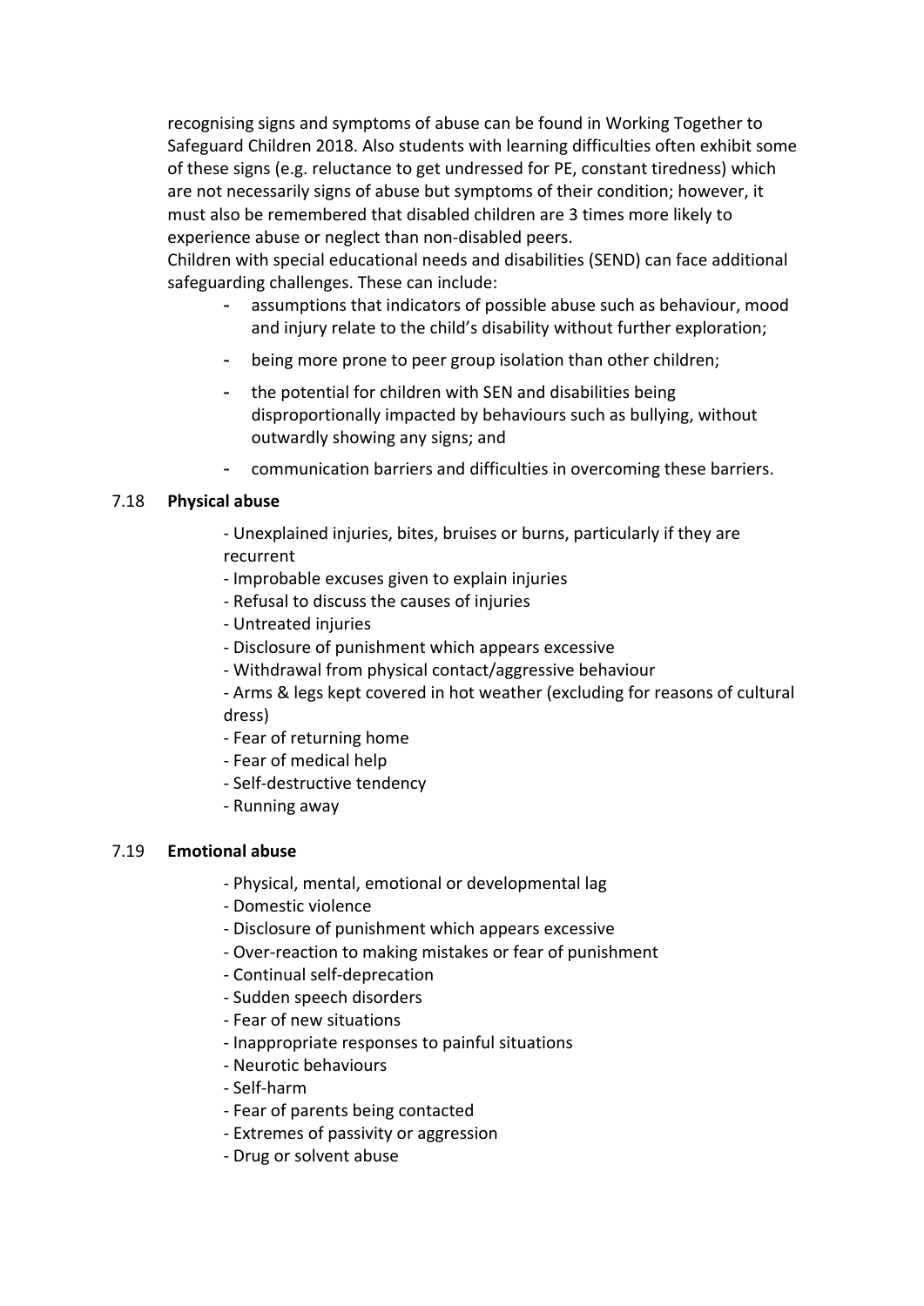recognising signs and symptoms of abuse can be found in Working Together to Safeguard Children 2018. Also students with learning difficulties often exhibit some of these signs (e.g. reluctance to get undressed for PE, constant tiredness) which are not necessarily signs of abuse but symptoms of their condition; however, it must also be remembered that disabled children are 3 times more likely to experience abuse or neglect than non-disabled peers.

Children with special educational needs and disabilities (SEND) can face additional safeguarding challenges. These can include:

- assumptions that indicators of possible abuse such as behaviour, mood and injury relate to the child's disability without further exploration;
- being more prone to peer group isolation than other children;
- the potential for children with SEN and disabilities being disproportionally impacted by behaviours such as bullying, without outwardly showing any signs; and
- communication barriers and difficulties in overcoming these barriers.

7.18 **Physical abuse**

- Unexplained injuries, bites, bruises or burns, particularly if they are recurrent
- Improbable excuses given to explain injuries
- Refusal to discuss the causes of injuries
- Untreated injuries
- Disclosure of punishment which appears excessive
- Withdrawal from physical contact/aggressive behaviour
- Arms & legs kept covered in hot weather (excluding for reasons of cultural dress)
- Fear of returning home
- Fear of medical help
- Self-destructive tendency
- Running away

7.19 **Emotional abuse**

- Physical, mental, emotional or developmental lag
- Domestic violence
- Disclosure of punishment which appears excessive
- Over-reaction to making mistakes or fear of punishment
- Continual self-deprecation
- Sudden speech disorders
- Fear of new situations
- Inappropriate responses to painful situations
- Neurotic behaviours
- Self-harm
- Fear of parents being contacted
- Extremes of passivity or aggression
- Drug or solvent abuse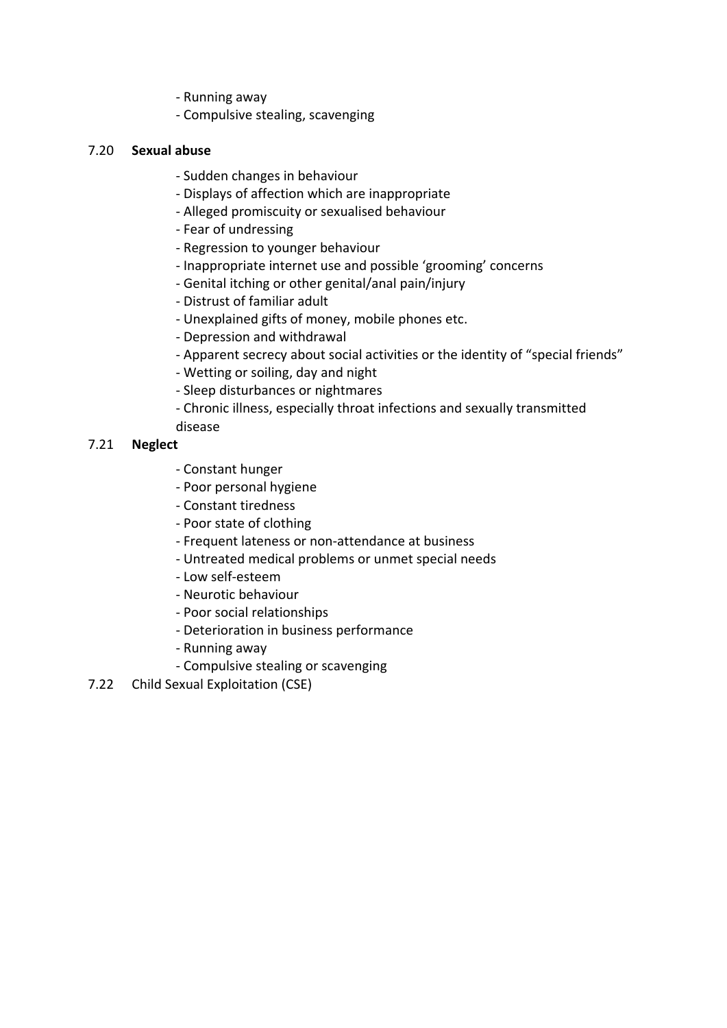- Running away
- Compulsive stealing, scavenging

7.20 **Sexual abuse**

- Sudden changes in behaviour
- Displays of affection which are inappropriate
- Alleged promiscuity or sexualised behaviour
- Fear of undressing
- Regression to younger behaviour
- Inappropriate internet use and possible 'grooming' concerns
- Genital itching or other genital/anal pain/injury
- Distrust of familiar adult
- Unexplained gifts of money, mobile phones etc.
- Depression and withdrawal
- Apparent secrecy about social activities or the identity of "special friends"
- Wetting or soiling, day and night
- Sleep disturbances or nightmares
- Chronic illness, especially throat infections and sexually transmitted disease

7.21 **Neglect**

- Constant hunger
- Poor personal hygiene
- Constant tiredness
- Poor state of clothing
- Frequent lateness or non-attendance at business
- Untreated medical problems or unmet special needs
- Low self-esteem
- Neurotic behaviour
- Poor social relationships
- Deterioration in business performance
- Running away
- Compulsive stealing or scavenging

7.22 Child Sexual Exploitation (CSE)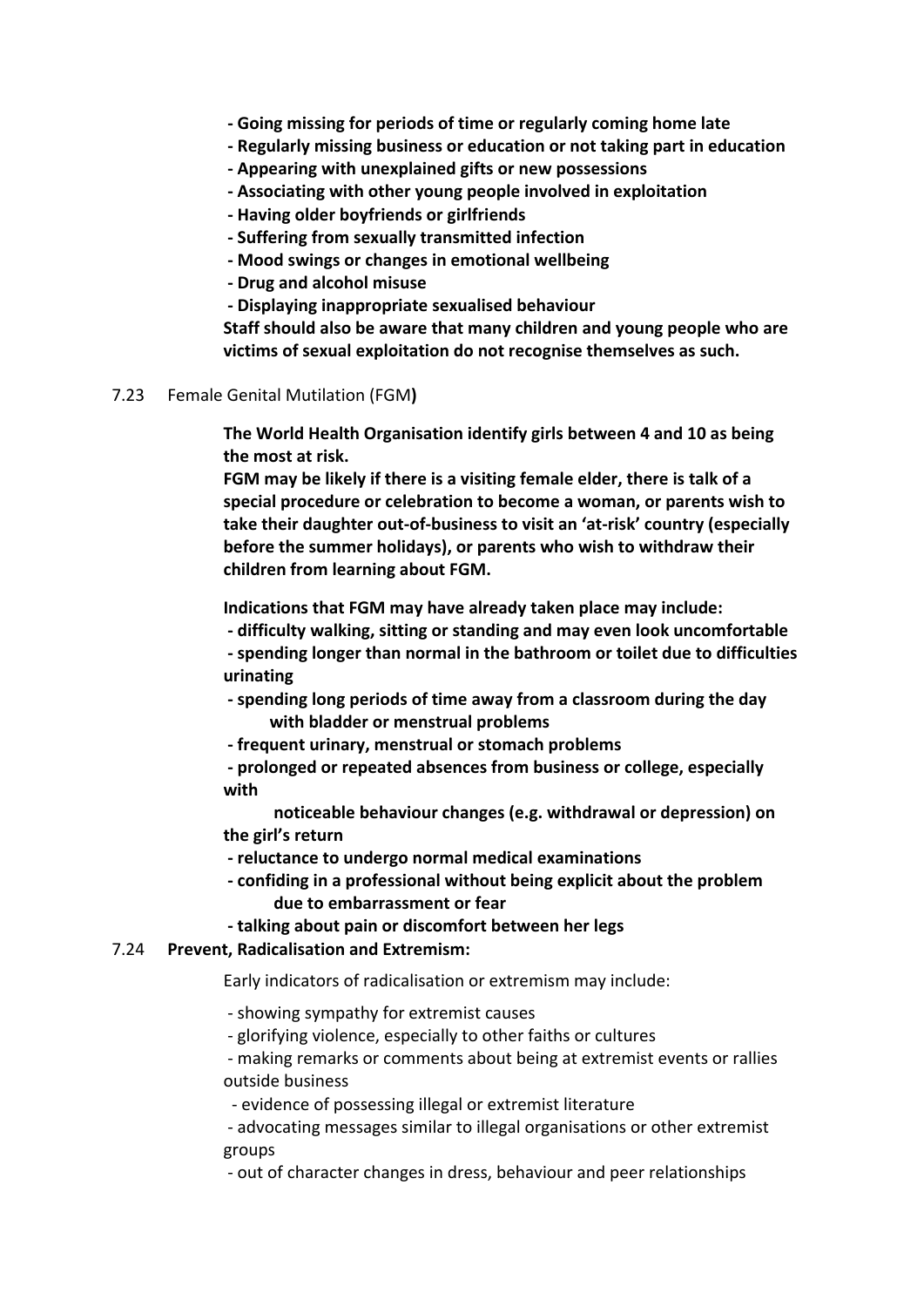**- Going missing for periods of time or regularly coming home late**
**- Regularly missing business or education or not taking part in education**
**- Appearing with unexplained gifts or new possessions**
**- Associating with other young people involved in exploitation**
**- Having older boyfriends or girlfriends**
**- Suffering from sexually transmitted infection**
**- Mood swings or changes in emotional wellbeing**
**- Drug and alcohol misuse**
**- Displaying inappropriate sexualised behaviour**
**Staff should also be aware that many children and young people who are victims of sexual exploitation do not recognise themselves as such.**

7.23 Female Genital Mutilation (FGM**)**

**The World Health Organisation identify girls between 4 and 10 as being the most at risk.**
**FGM may be likely if there is a visiting female elder, there is talk of a special procedure or celebration to become a woman, or parents wish to take their daughter out-of-business to visit an 'at-risk' country (especially before the summer holidays), or parents who wish to withdraw their children from learning about FGM.**

**Indications that FGM may have already taken place may include:**
**- difficulty walking, sitting or standing and may even look uncomfortable**
**- spending longer than normal in the bathroom or toilet due to difficulties urinating**
**- spending long periods of time away from a classroom during the day with bladder or menstrual problems**
**- frequent urinary, menstrual or stomach problems**
**- prolonged or repeated absences from business or college, especially with noticeable behaviour changes (e.g. withdrawal or depression) on the girl's return**
**- reluctance to undergo normal medical examinations**
**- confiding in a professional without being explicit about the problem due to embarrassment or fear**
**- talking about pain or discomfort between her legs**

7.24 **Prevent, Radicalisation and Extremism:**

Early indicators of radicalisation or extremism may include:

- showing sympathy for extremist causes
- glorifying violence, especially to other faiths or cultures
- making remarks or comments about being at extremist events or rallies outside business
- evidence of possessing illegal or extremist literature
- advocating messages similar to illegal organisations or other extremist groups
- out of character changes in dress, behaviour and peer relationships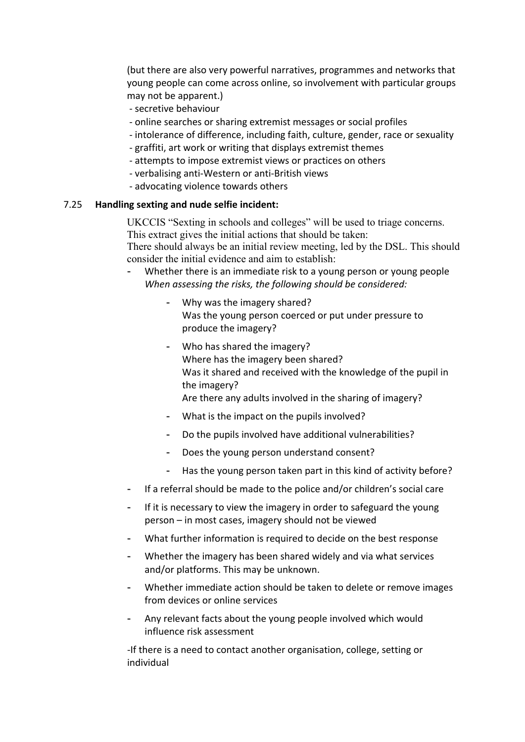(but there are also very powerful narratives, programmes and networks that young people can come across online, so involvement with particular groups may not be apparent.)

- secretive behaviour
- online searches or sharing extremist messages or social profiles
- intolerance of difference, including faith, culture, gender, race or sexuality
- graffiti, art work or writing that displays extremist themes
- attempts to impose extremist views or practices on others
- verbalising anti-Western or anti-British views
- advocating violence towards others

7.25 **Handling sexting and nude selfie incident:**

UKCCIS "Sexting in schools and colleges" will be used to triage concerns. This extract gives the initial actions that should be taken:
There should always be an initial review meeting, led by the DSL. This should consider the initial evidence and aim to establish:

- Whether there is an immediate risk to a young person or young people
  *When assessing the risks, the following should be considered:*
    - Why was the imagery shared?
      Was the young person coerced or put under pressure to produce the imagery?
    - Who has shared the imagery?
      Where has the imagery been shared?
      Was it shared and received with the knowledge of the pupil in the imagery?
      Are there any adults involved in the sharing of imagery?
    - What is the impact on the pupils involved?
    - Do the pupils involved have additional vulnerabilities?
    - Does the young person understand consent?
    - Has the young person taken part in this kind of activity before?
- If a referral should be made to the police and/or children's social care
- If it is necessary to view the imagery in order to safeguard the young person – in most cases, imagery should not be viewed
- What further information is required to decide on the best response
- Whether the imagery has been shared widely and via what services and/or platforms. This may be unknown.
- Whether immediate action should be taken to delete or remove images from devices or online services
- Any relevant facts about the young people involved which would influence risk assessment

-If there is a need to contact another organisation, college, setting or individual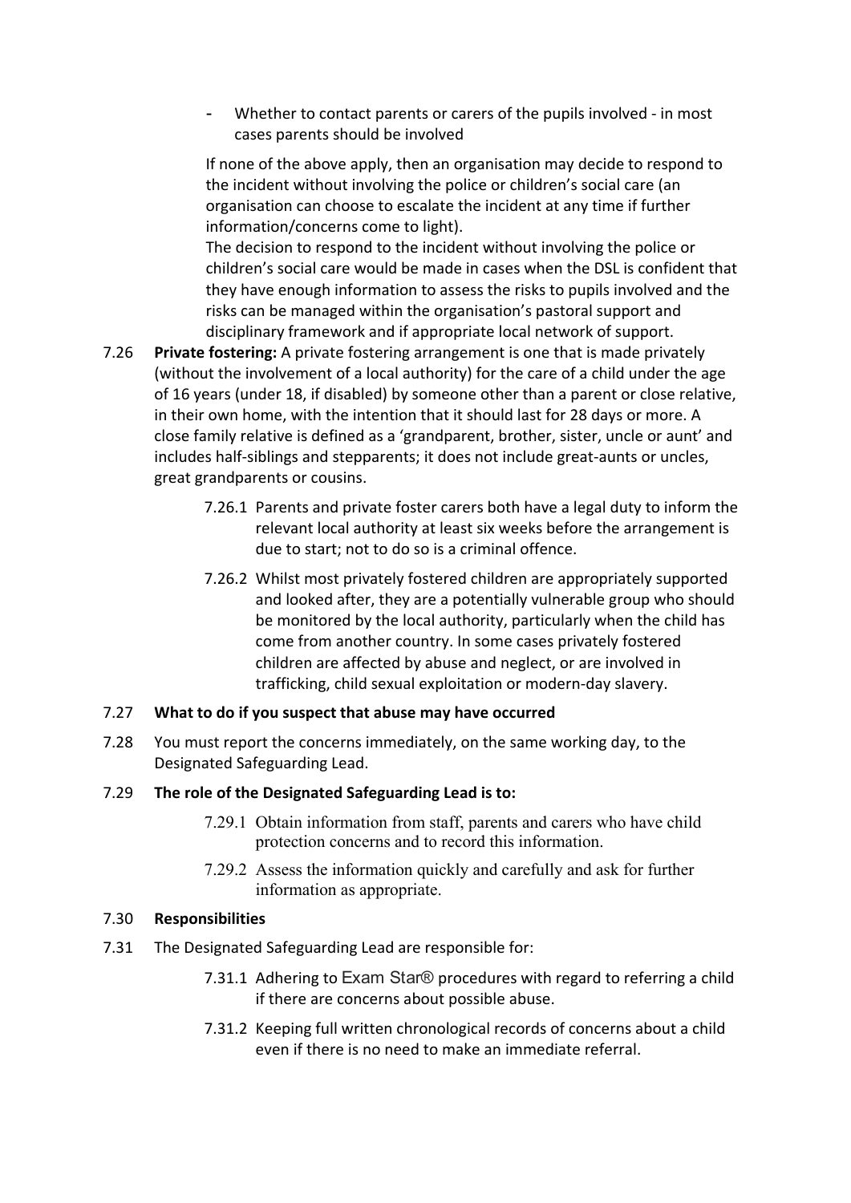- Whether to contact parents or carers of the pupils involved - in most cases parents should be involved

If none of the above apply, then an organisation may decide to respond to the incident without involving the police or children's social care (an organisation can choose to escalate the incident at any time if further information/concerns come to light).
The decision to respond to the incident without involving the police or children's social care would be made in cases when the DSL is confident that they have enough information to assess the risks to pupils involved and the risks can be managed within the organisation's pastoral support and disciplinary framework and if appropriate local network of support.

7.26 **Private fostering:** A private fostering arrangement is one that is made privately (without the involvement of a local authority) for the care of a child under the age of 16 years (under 18, if disabled) by someone other than a parent or close relative, in their own home, with the intention that it should last for 28 days or more. A close family relative is defined as a 'grandparent, brother, sister, uncle or aunt' and includes half-siblings and stepparents; it does not include great-aunts or uncles, great grandparents or cousins.

7.26.1 Parents and private foster carers both have a legal duty to inform the relevant local authority at least six weeks before the arrangement is due to start; not to do so is a criminal offence.

7.26.2 Whilst most privately fostered children are appropriately supported and looked after, they are a potentially vulnerable group who should be monitored by the local authority, particularly when the child has come from another country. In some cases privately fostered children are affected by abuse and neglect, or are involved in trafficking, child sexual exploitation or modern-day slavery.

7.27 **What to do if you suspect that abuse may have occurred**

7.28 You must report the concerns immediately, on the same working day, to the Designated Safeguarding Lead.

7.29 **The role of the Designated Safeguarding Lead is to:**

7.29.1 Obtain information from staff, parents and carers who have child protection concerns and to record this information.

7.29.2 Assess the information quickly and carefully and ask for further information as appropriate.

7.30 **Responsibilities**

7.31 The Designated Safeguarding Lead are responsible for:

7.31.1 Adhering to Exam Star® procedures with regard to referring a child if there are concerns about possible abuse.

7.31.2 Keeping full written chronological records of concerns about a child even if there is no need to make an immediate referral.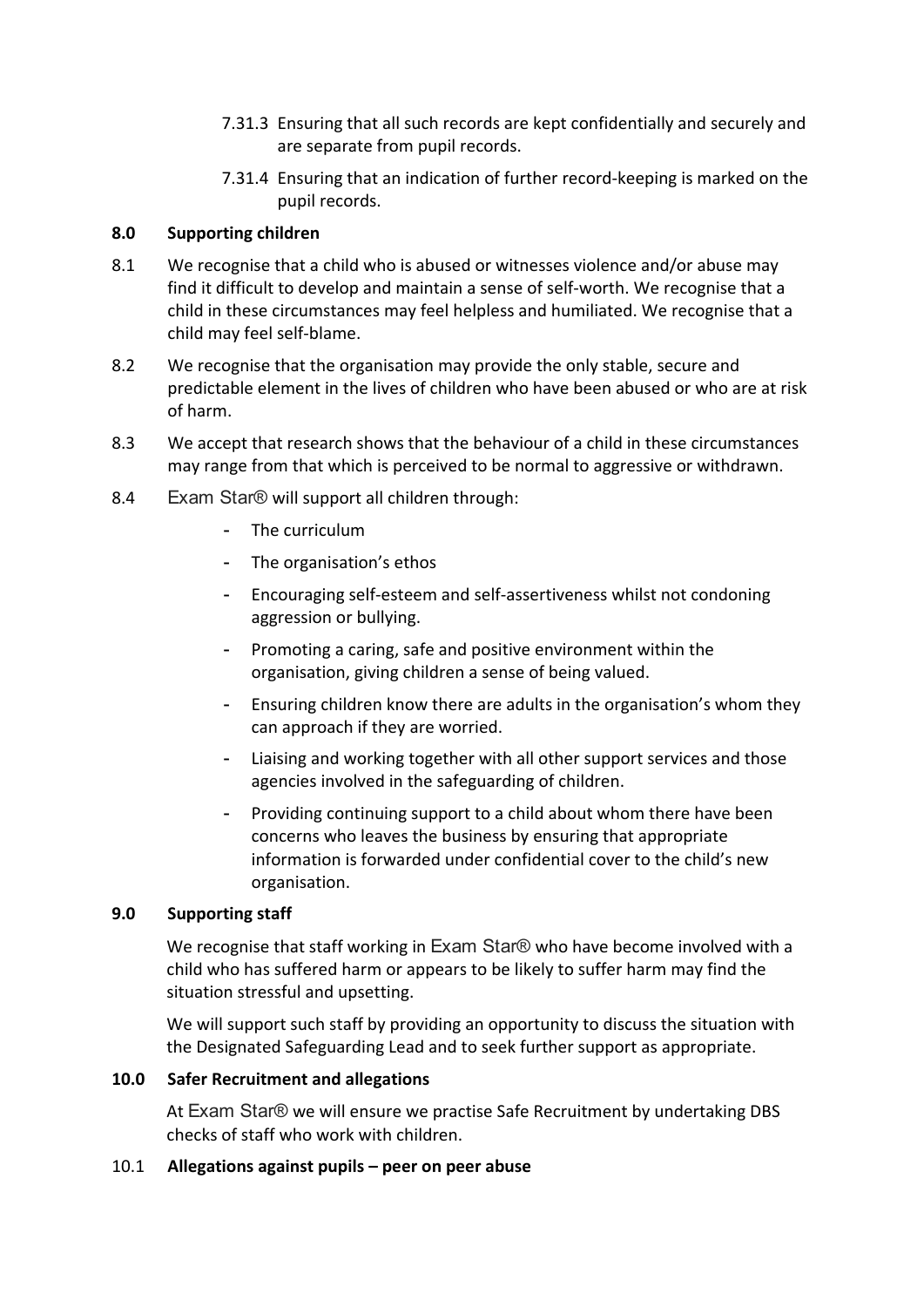7.31.3 Ensuring that all such records are kept confidentially and securely and are separate from pupil records.

7.31.4 Ensuring that an indication of further record-keeping is marked on the pupil records.

## 8.0 Supporting children

8.1 We recognise that a child who is abused or witnesses violence and/or abuse may find it difficult to develop and maintain a sense of self-worth. We recognise that a child in these circumstances may feel helpless and humiliated. We recognise that a child may feel self-blame.

8.2 We recognise that the organisation may provide the only stable, secure and predictable element in the lives of children who have been abused or who are at risk of harm.

8.3 We accept that research shows that the behaviour of a child in these circumstances may range from that which is perceived to be normal to aggressive or withdrawn.

8.4 Exam Star® will support all children through:

- The curriculum
- The organisation's ethos
- Encouraging self-esteem and self-assertiveness whilst not condoning aggression or bullying.
- Promoting a caring, safe and positive environment within the organisation, giving children a sense of being valued.
- Ensuring children know there are adults in the organisation's whom they can approach if they are worried.
- Liaising and working together with all other support services and those agencies involved in the safeguarding of children.
- Providing continuing support to a child about whom there have been concerns who leaves the business by ensuring that appropriate information is forwarded under confidential cover to the child's new organisation.

## 9.0 Supporting staff

We recognise that staff working in Exam Star® who have become involved with a child who has suffered harm or appears to be likely to suffer harm may find the situation stressful and upsetting.

We will support such staff by providing an opportunity to discuss the situation with the Designated Safeguarding Lead and to seek further support as appropriate.

## 10.0 Safer Recruitment and allegations

At Exam Star® we will ensure we practise Safe Recruitment by undertaking DBS checks of staff who work with children.

### 10.1 Allegations against pupils – peer on peer abuse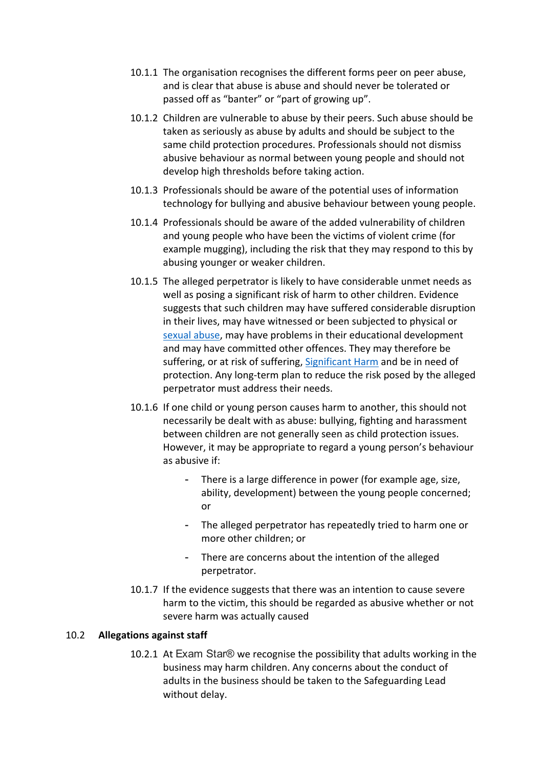10.1.1 The organisation recognises the different forms peer on peer abuse, and is clear that abuse is abuse and should never be tolerated or passed off as "banter" or "part of growing up".

10.1.2 Children are vulnerable to abuse by their peers. Such abuse should be taken as seriously as abuse by adults and should be subject to the same child protection procedures. Professionals should not dismiss abusive behaviour as normal between young people and should not develop high thresholds before taking action.

10.1.3 Professionals should be aware of the potential uses of information technology for bullying and abusive behaviour between young people.

10.1.4 Professionals should be aware of the added vulnerability of children and young people who have been the victims of violent crime (for example mugging), including the risk that they may respond to this by abusing younger or weaker children.

10.1.5 The alleged perpetrator is likely to have considerable unmet needs as well as posing a significant risk of harm to other children. Evidence suggests that such children may have suffered considerable disruption in their lives, may have witnessed or been subjected to physical or sexual abuse, may have problems in their educational development and may have committed other offences. They may therefore be suffering, or at risk of suffering, Significant Harm and be in need of protection. Any long-term plan to reduce the risk posed by the alleged perpetrator must address their needs.

10.1.6 If one child or young person causes harm to another, this should not necessarily be dealt with as abuse: bullying, fighting and harassment between children are not generally seen as child protection issues. However, it may be appropriate to regard a young person's behaviour as abusive if:

- There is a large difference in power (for example age, size, ability, development) between the young people concerned; or
- The alleged perpetrator has repeatedly tried to harm one or more other children; or
- There are concerns about the intention of the alleged perpetrator.

10.1.7 If the evidence suggests that there was an intention to cause severe harm to the victim, this should be regarded as abusive whether or not severe harm was actually caused

## 10.2 Allegations against staff

10.2.1 At Exam Star® we recognise the possibility that adults working in the business may harm children. Any concerns about the conduct of adults in the business should be taken to the Safeguarding Lead without delay.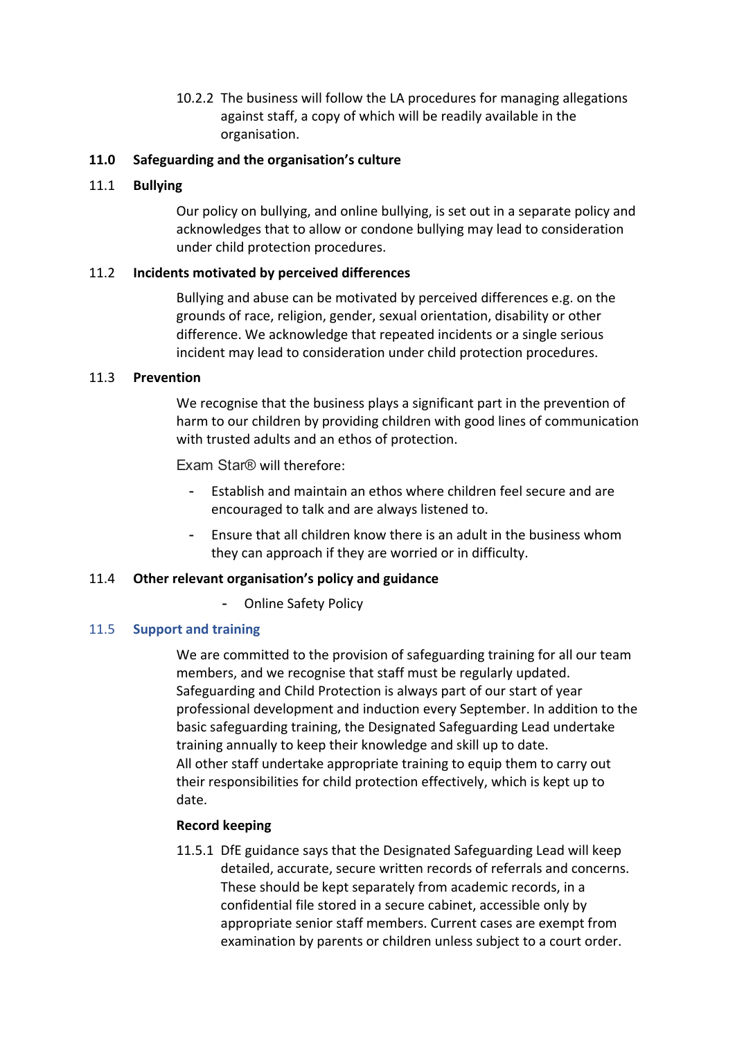10.2.2 The business will follow the LA procedures for managing allegations against staff, a copy of which will be readily available in the organisation.

## 11.0 Safeguarding and the organisation's culture

### 11.1 Bullying

Our policy on bullying, and online bullying, is set out in a separate policy and acknowledges that to allow or condone bullying may lead to consideration under child protection procedures.

### 11.2 Incidents motivated by perceived differences

Bullying and abuse can be motivated by perceived differences e.g. on the grounds of race, religion, gender, sexual orientation, disability or other difference. We acknowledge that repeated incidents or a single serious incident may lead to consideration under child protection procedures.

### 11.3 Prevention

We recognise that the business plays a significant part in the prevention of harm to our children by providing children with good lines of communication with trusted adults and an ethos of protection.

Exam Star® will therefore:

- Establish and maintain an ethos where children feel secure and are encouraged to talk and are always listened to.
- Ensure that all children know there is an adult in the business whom they can approach if they are worried or in difficulty.

### 11.4 Other relevant organisation's policy and guidance

- Online Safety Policy

### 11.5 Support and training

We are committed to the provision of safeguarding training for all our team members, and we recognise that staff must be regularly updated. Safeguarding and Child Protection is always part of our start of year professional development and induction every September. In addition to the basic safeguarding training, the Designated Safeguarding Lead undertake training annually to keep their knowledge and skill up to date.
All other staff undertake appropriate training to equip them to carry out their responsibilities for child protection effectively, which is kept up to date.

**Record keeping**

11.5.1 DfE guidance says that the Designated Safeguarding Lead will keep detailed, accurate, secure written records of referrals and concerns. These should be kept separately from academic records, in a confidential file stored in a secure cabinet, accessible only by appropriate senior staff members. Current cases are exempt from examination by parents or children unless subject to a court order.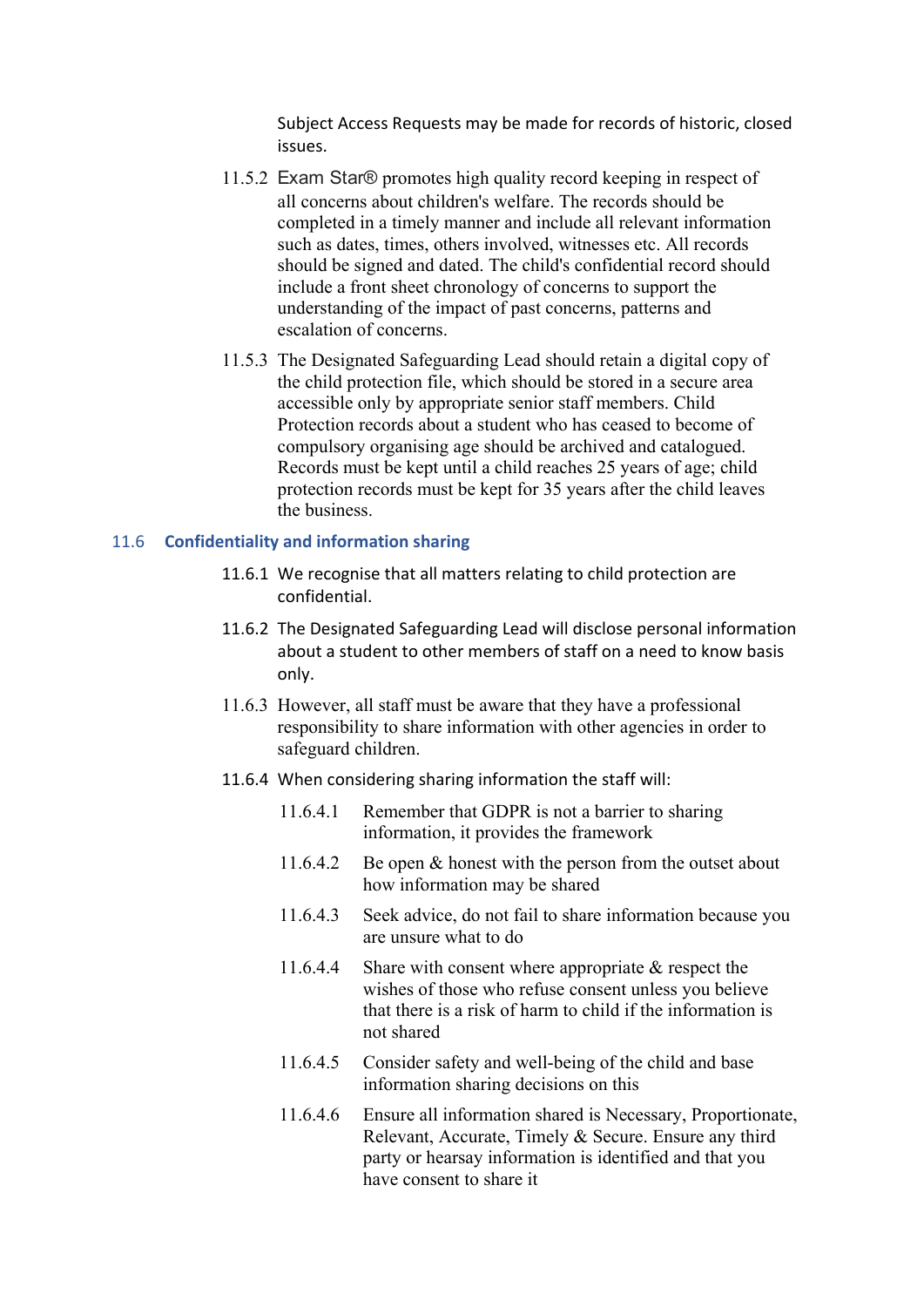Subject Access Requests may be made for records of historic, closed issues.

11.5.2 Exam Star® promotes high quality record keeping in respect of all concerns about children's welfare. The records should be completed in a timely manner and include all relevant information such as dates, times, others involved, witnesses etc. All records should be signed and dated. The child's confidential record should include a front sheet chronology of concerns to support the understanding of the impact of past concerns, patterns and escalation of concerns.

11.5.3 The Designated Safeguarding Lead should retain a digital copy of the child protection file, which should be stored in a secure area accessible only by appropriate senior staff members. Child Protection records about a student who has ceased to become of compulsory organising age should be archived and catalogued. Records must be kept until a child reaches 25 years of age; child protection records must be kept for 35 years after the child leaves the business.

## 11.6 Confidentiality and information sharing

11.6.1 We recognise that all matters relating to child protection are confidential.

11.6.2 The Designated Safeguarding Lead will disclose personal information about a student to other members of staff on a need to know basis only.

11.6.3 However, all staff must be aware that they have a professional responsibility to share information with other agencies in order to safeguard children.

11.6.4 When considering sharing information the staff will:

11.6.4.1 Remember that GDPR is not a barrier to sharing information, it provides the framework

11.6.4.2 Be open & honest with the person from the outset about how information may be shared

11.6.4.3 Seek advice, do not fail to share information because you are unsure what to do

11.6.4.4 Share with consent where appropriate & respect the wishes of those who refuse consent unless you believe that there is a risk of harm to child if the information is not shared

11.6.4.5 Consider safety and well-being of the child and base information sharing decisions on this

11.6.4.6 Ensure all information shared is Necessary, Proportionate, Relevant, Accurate, Timely & Secure. Ensure any third party or hearsay information is identified and that you have consent to share it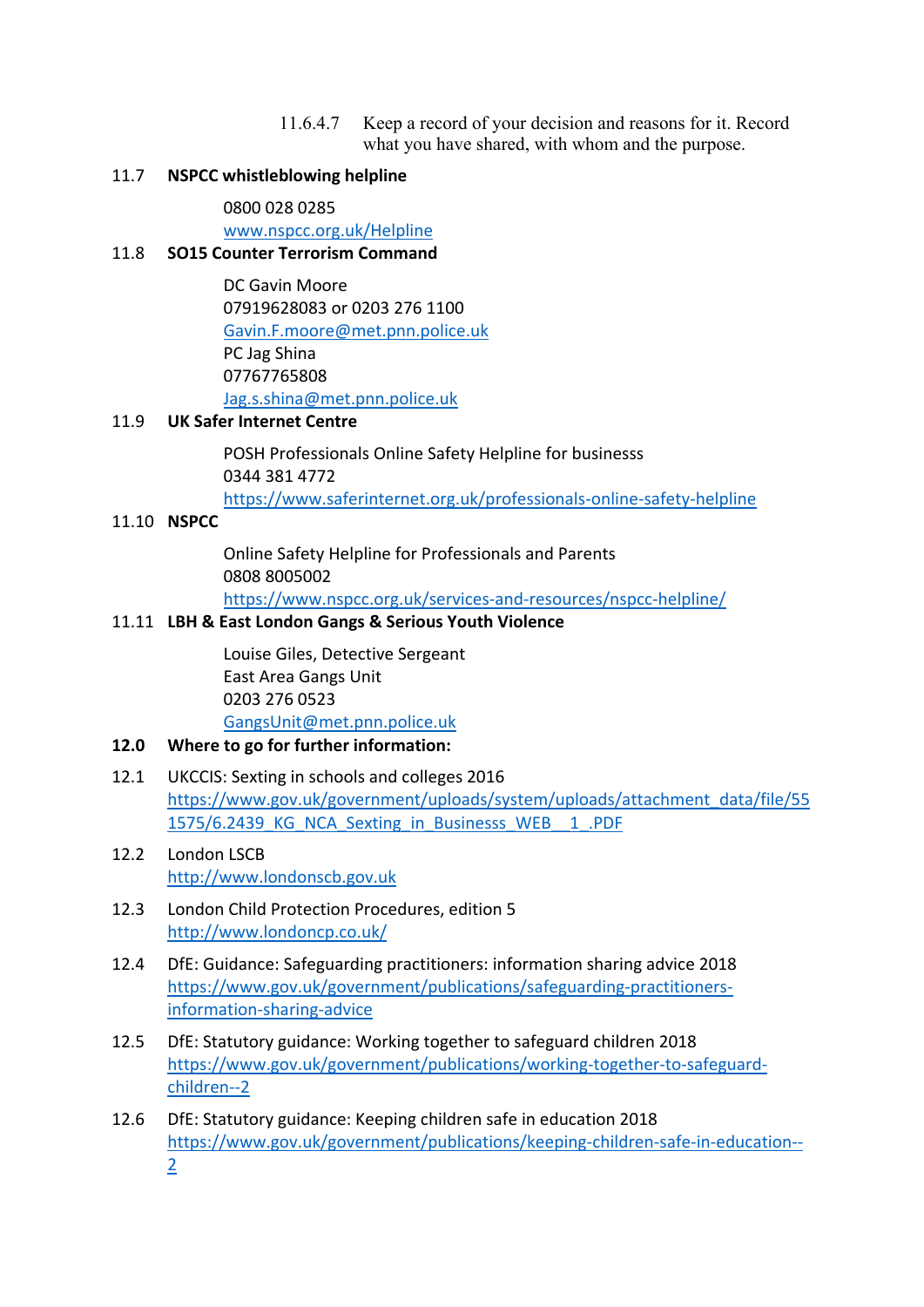11.6.4.7 Keep a record of your decision and reasons for it. Record what you have shared, with whom and the purpose.

**11.7 NSPCC whistleblowing helpline**

0800 028 0285
www.nspcc.org.uk/Helpline

**11.8 SO15 Counter Terrorism Command**

DC Gavin Moore
07919628083 or 0203 276 1100
Gavin.F.moore@met.pnn.police.uk
PC Jag Shina
07767765808
Jag.s.shina@met.pnn.police.uk

**11.9 UK Safer Internet Centre**

POSH Professionals Online Safety Helpline for businesss
0344 381 4772
https://www.saferinternet.org.uk/professionals-online-safety-helpline

**11.10 NSPCC**

Online Safety Helpline for Professionals and Parents
0808 8005002
https://www.nspcc.org.uk/services-and-resources/nspcc-helpline/

**11.11 LBH & East London Gangs & Serious Youth Violence**

Louise Giles, Detective Sergeant
East Area Gangs Unit
0203 276 0523
GangsUnit@met.pnn.police.uk

**12.0 Where to go for further information:**

12.1 UKCCIS: Sexting in schools and colleges 2016
https://www.gov.uk/government/uploads/system/uploads/attachment_data/file/551575/6.2439_KG_NCA_Sexting_in_Businesss_WEB__1_.PDF

12.2 London LSCB
http://www.londonscb.gov.uk

12.3 London Child Protection Procedures, edition 5
http://www.londoncp.co.uk/

12.4 DfE: Guidance: Safeguarding practitioners: information sharing advice 2018
https://www.gov.uk/government/publications/safeguarding-practitioners-information-sharing-advice

12.5 DfE: Statutory guidance: Working together to safeguard children 2018
https://www.gov.uk/government/publications/working-together-to-safeguard-children--2

12.6 DfE: Statutory guidance: Keeping children safe in education 2018
https://www.gov.uk/government/publications/keeping-children-safe-in-education--2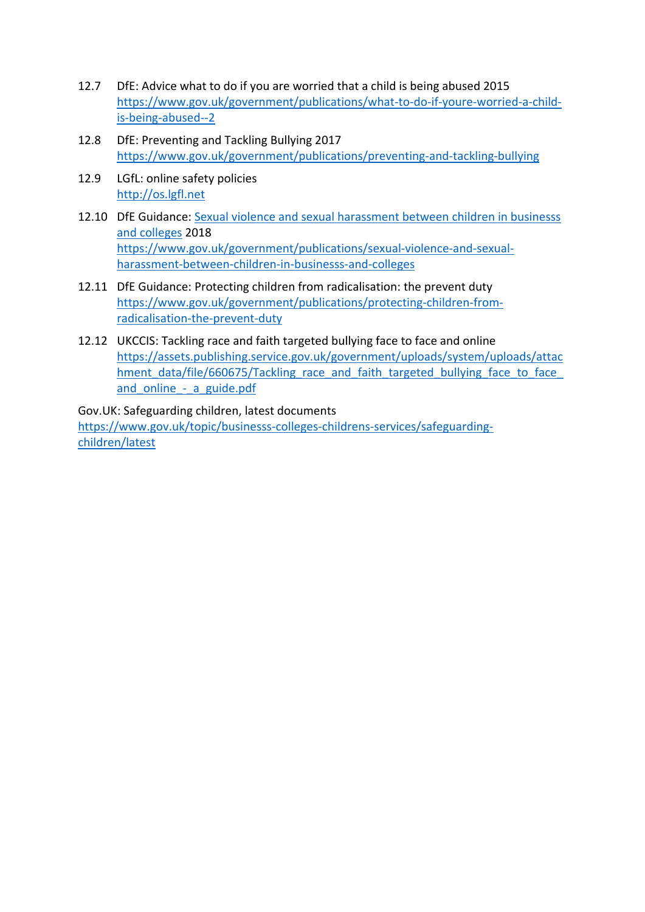12.7 DfE: Advice what to do if you are worried that a child is being abused 2015
https://www.gov.uk/government/publications/what-to-do-if-youre-worried-a-child-is-being-abused--2

12.8 DfE: Preventing and Tackling Bullying 2017
https://www.gov.uk/government/publications/preventing-and-tackling-bullying

12.9 LGfL: online safety policies
http://os.lgfl.net

12.10 DfE Guidance: Sexual violence and sexual harassment between children in businesss and colleges 2018
https://www.gov.uk/government/publications/sexual-violence-and-sexual-harassment-between-children-in-businesss-and-colleges

12.11 DfE Guidance: Protecting children from radicalisation: the prevent duty
https://www.gov.uk/government/publications/protecting-children-from-radicalisation-the-prevent-duty

12.12 UKCCIS: Tackling race and faith targeted bullying face to face and online
https://assets.publishing.service.gov.uk/government/uploads/system/uploads/attachment_data/file/660675/Tackling_race_and_faith_targeted_bullying_face_to_face_and_online_-_a_guide.pdf

Gov.UK: Safeguarding children, latest documents
https://www.gov.uk/topic/businesss-colleges-childrens-services/safeguarding-children/latest